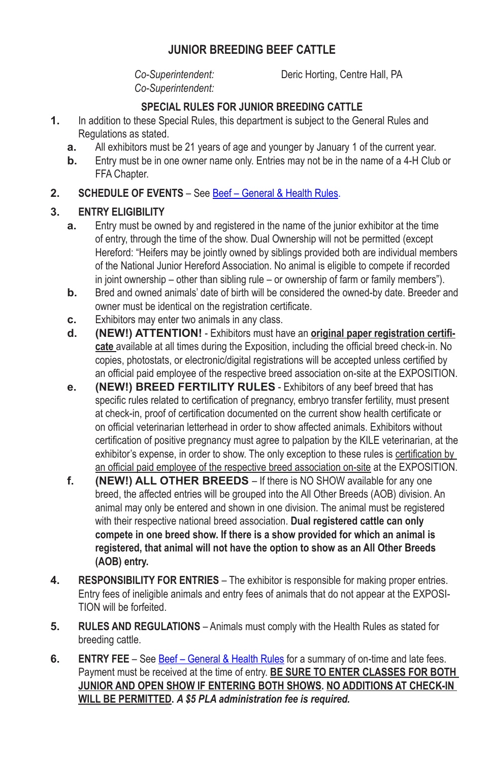# JUNIOR BREEDING BEEF CATTLE

*Co-Superintendent:* Deric Horting, Centre Hall, PA
*Co-Superintendent:*

## SPECIAL RULES FOR JUNIOR BREEDING CATTLE

1. In addition to these Special Rules, this department is subject to the General Rules and Regulations as stated.
   a. All exhibitors must be 21 years of age and younger by January 1 of the current year.
   b. Entry must be in one owner name only. Entries may not be in the name of a 4-H Club or FFA Chapter.

2. **SCHEDULE OF EVENTS** – See Beef – General & Health Rules.

3. **ENTRY ELIGIBILITY**
   a. Entry must be owned by and registered in the name of the junior exhibitor at the time of entry, through the time of the show. Dual Ownership will not be permitted (except Hereford: "Heifers may be jointly owned by siblings provided both are individual members of the National Junior Hereford Association. No animal is eligible to compete if recorded in joint ownership – other than sibling rule – or ownership of farm or family members").
   b. Bred and owned animals' date of birth will be considered the owned-by date. Breeder and owner must be identical on the registration certificate.
   c. Exhibitors may enter two animals in any class.
   d. **(NEW!) ATTENTION!** - Exhibitors must have an **original paper registration certificate** available at all times during the Exposition, including the official breed check-in. No copies, photostats, or electronic/digital registrations will be accepted unless certified by an official paid employee of the respective breed association on-site at the EXPOSITION.
   e. **(NEW!) BREED FERTILITY RULES** - Exhibitors of any beef breed that has specific rules related to certification of pregnancy, embryo transfer fertility, must present at check-in, proof of certification documented on the current show health certificate or on official veterinarian letterhead in order to show affected animals. Exhibitors without certification of positive pregnancy must agree to palpation by the KILE veterinarian, at the exhibitor's expense, in order to show. The only exception to these rules is certification by an official paid employee of the respective breed association on-site at the EXPOSITION.
   f. **(NEW!) ALL OTHER BREEDS** – If there is NO SHOW available for any one breed, the affected entries will be grouped into the All Other Breeds (AOB) division. An animal may only be entered and shown in one division. The animal must be registered with their respective national breed association. **Dual registered cattle can only compete in one breed show. If there is a show provided for which an animal is registered, that animal will not have the option to show as an All Other Breeds (AOB) entry.**

4. **RESPONSIBILITY FOR ENTRIES** – The exhibitor is responsible for making proper entries. Entry fees of ineligible animals and entry fees of animals that do not appear at the EXPOSITION will be forfeited.

5. **RULES AND REGULATIONS** – Animals must comply with the Health Rules as stated for breeding cattle.

6. **ENTRY FEE** – See Beef – General & Health Rules for a summary of on-time and late fees. Payment must be received at the time of entry. **BE SURE TO ENTER CLASSES FOR BOTH JUNIOR AND OPEN SHOW IF ENTERING BOTH SHOWS**. **NO ADDITIONS AT CHECK-IN WILL BE PERMITTED**. ***A $5 PLA administration fee is required.***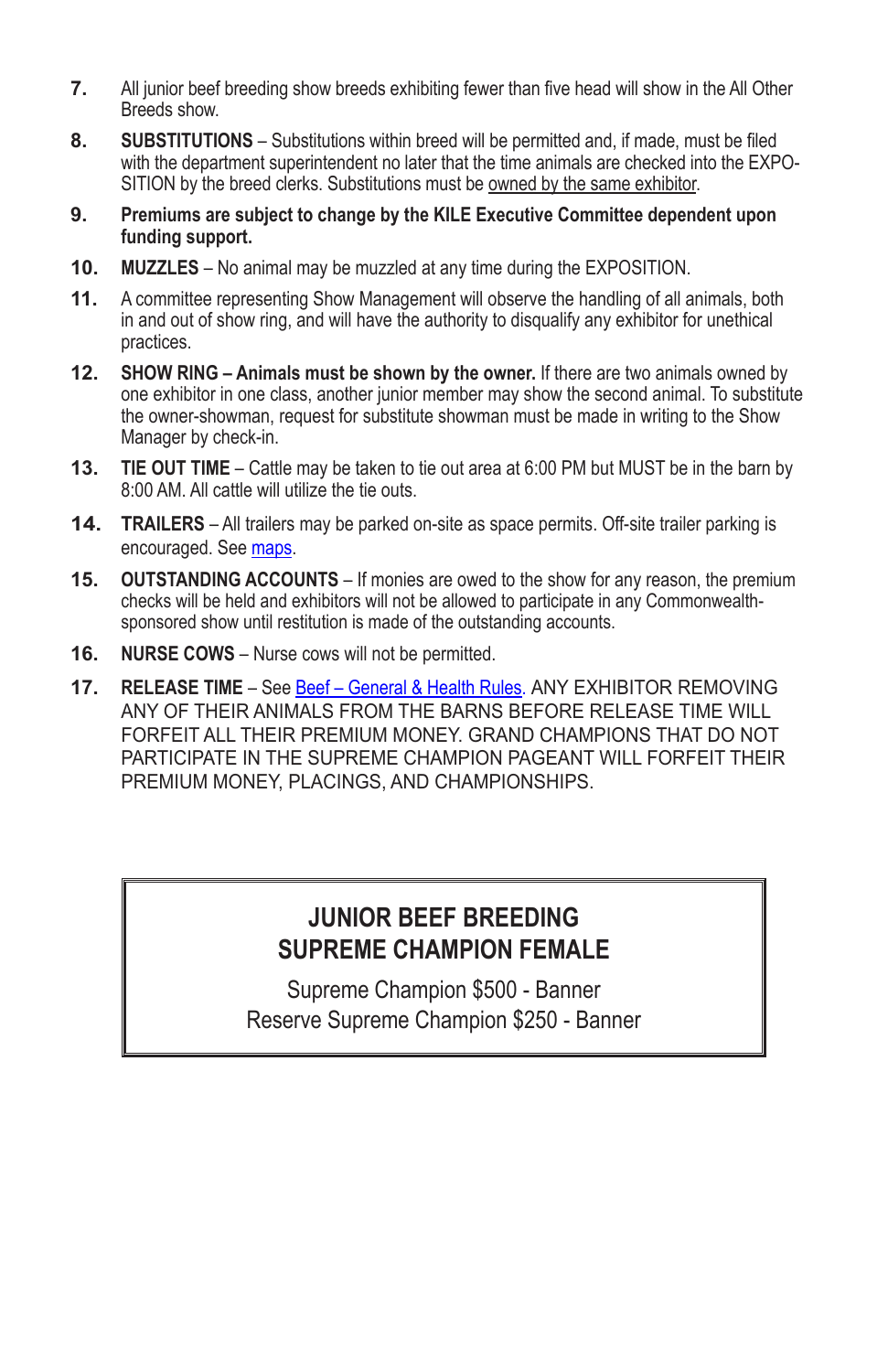7. All junior beef breeding show breeds exhibiting fewer than five head will show in the All Other Breeds show.

8. **SUBSTITUTIONS** – Substitutions within breed will be permitted and, if made, must be filed with the department superintendent no later that the time animals are checked into the EXPOSITION by the breed clerks. Substitutions must be owned by the same exhibitor.

9. **Premiums are subject to change by the KILE Executive Committee dependent upon funding support.**

10. **MUZZLES** – No animal may be muzzled at any time during the EXPOSITION.

11. A committee representing Show Management will observe the handling of all animals, both in and out of show ring, and will have the authority to disqualify any exhibitor for unethical practices.

12. **SHOW RING – Animals must be shown by the owner.** If there are two animals owned by one exhibitor in one class, another junior member may show the second animal. To substitute the owner-showman, request for substitute showman must be made in writing to the Show Manager by check-in.

13. **TIE OUT TIME** – Cattle may be taken to tie out area at 6:00 PM but MUST be in the barn by 8:00 AM. All cattle will utilize the tie outs.

14. **TRAILERS** – All trailers may be parked on-site as space permits. Off-site trailer parking is encouraged. See maps.

15. **OUTSTANDING ACCOUNTS** – If monies are owed to the show for any reason, the premium checks will be held and exhibitors will not be allowed to participate in any Commonwealth-sponsored show until restitution is made of the outstanding accounts.

16. **NURSE COWS** – Nurse cows will not be permitted.

17. **RELEASE TIME** – See Beef – General & Health Rules. ANY EXHIBITOR REMOVING ANY OF THEIR ANIMALS FROM THE BARNS BEFORE RELEASE TIME WILL FORFEIT ALL THEIR PREMIUM MONEY. GRAND CHAMPIONS THAT DO NOT PARTICIPATE IN THE SUPREME CHAMPION PAGEANT WILL FORFEIT THEIR PREMIUM MONEY, PLACINGS, AND CHAMPIONSHIPS.

## JUNIOR BEEF BREEDING SUPREME CHAMPION FEMALE

Supreme Champion $500 - Banner
Reserve Supreme Champion $250 - Banner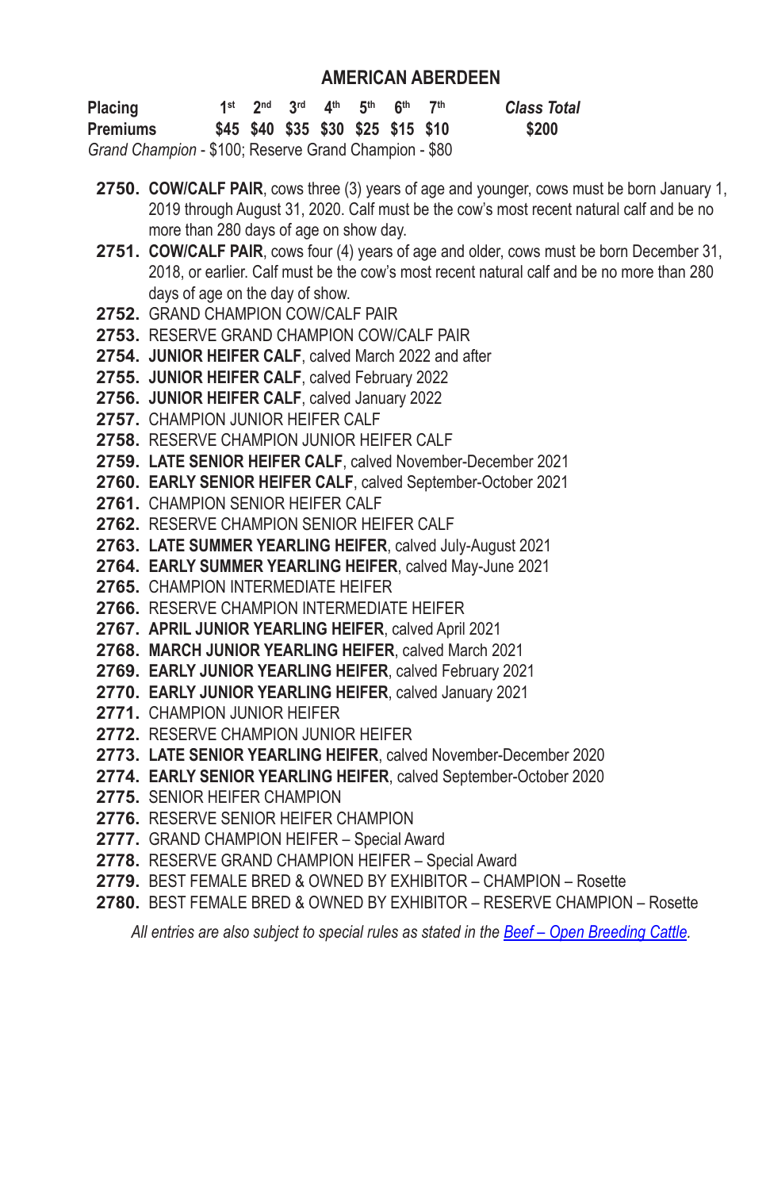## AMERICAN ABERDEEN

| Placing | 1st | 2nd | 3rd | 4th | 5th | 6th | 7th | *Class Total* |
|---|---|---|---|---|---|---|---|---|
| **Premiums** | **$45** | **$40** | **$35** | **$30** | **$25** | **$15** | **$10** | **$200** |

*Grand Champion* - $100; Reserve Grand Champion - $80

**2750. COW/CALF PAIR**, cows three (3) years of age and younger, cows must be born January 1, 2019 through August 31, 2020. Calf must be the cow's most recent natural calf and be no more than 280 days of age on show day.

**2751. COW/CALF PAIR**, cows four (4) years of age and older, cows must be born December 31, 2018, or earlier. Calf must be the cow's most recent natural calf and be no more than 280 days of age on the day of show.

**2752.** GRAND CHAMPION COW/CALF PAIR

**2753.** RESERVE GRAND CHAMPION COW/CALF PAIR

**2754. JUNIOR HEIFER CALF**, calved March 2022 and after

**2755. JUNIOR HEIFER CALF**, calved February 2022

**2756. JUNIOR HEIFER CALF**, calved January 2022

**2757.** CHAMPION JUNIOR HEIFER CALF

**2758.** RESERVE CHAMPION JUNIOR HEIFER CALF

**2759. LATE SENIOR HEIFER CALF**, calved November-December 2021

**2760. EARLY SENIOR HEIFER CALF**, calved September-October 2021

**2761.** CHAMPION SENIOR HEIFER CALF

**2762.** RESERVE CHAMPION SENIOR HEIFER CALF

**2763. LATE SUMMER YEARLING HEIFER**, calved July-August 2021

**2764. EARLY SUMMER YEARLING HEIFER**, calved May-June 2021

**2765.** CHAMPION INTERMEDIATE HEIFER

**2766.** RESERVE CHAMPION INTERMEDIATE HEIFER

**2767. APRIL JUNIOR YEARLING HEIFER**, calved April 2021

**2768. MARCH JUNIOR YEARLING HEIFER**, calved March 2021

**2769. EARLY JUNIOR YEARLING HEIFER**, calved February 2021

**2770. EARLY JUNIOR YEARLING HEIFER**, calved January 2021

**2771.** CHAMPION JUNIOR HEIFER

**2772.** RESERVE CHAMPION JUNIOR HEIFER

**2773. LATE SENIOR YEARLING HEIFER**, calved November-December 2020

**2774. EARLY SENIOR YEARLING HEIFER**, calved September-October 2020

**2775.** SENIOR HEIFER CHAMPION

**2776.** RESERVE SENIOR HEIFER CHAMPION

**2777.** GRAND CHAMPION HEIFER – Special Award

**2778.** RESERVE GRAND CHAMPION HEIFER – Special Award

**2779.** BEST FEMALE BRED & OWNED BY EXHIBITOR – CHAMPION – Rosette

**2780.** BEST FEMALE BRED & OWNED BY EXHIBITOR – RESERVE CHAMPION – Rosette

*All entries are also subject to special rules as stated in the [Beef – Open Breeding Cattle](#).*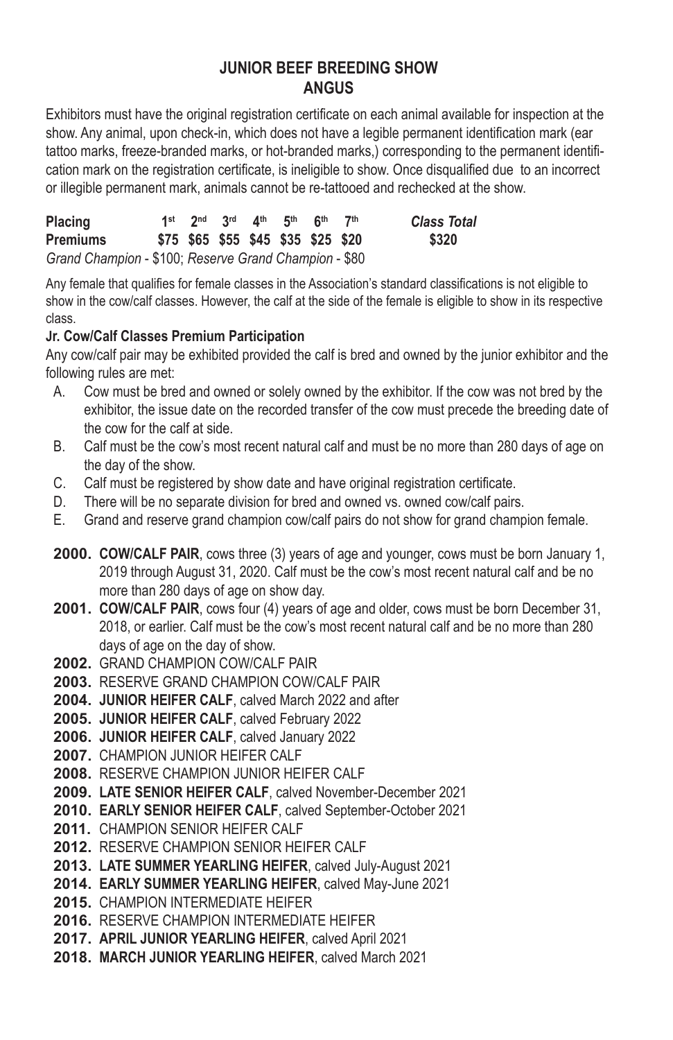# JUNIOR BEEF BREEDING SHOW
## ANGUS

Exhibitors must have the original registration certificate on each animal available for inspection at the show. Any animal, upon check-in, which does not have a legible permanent identification mark (ear tattoo marks, freeze-branded marks, or hot-branded marks,) corresponding to the permanent identification mark on the registration certificate, is ineligible to show. Once disqualified due to an incorrect or illegible permanent mark, animals cannot be re-tattooed and rechecked at the show.

| **Placing** | **1st** | **2nd** | **3rd** | **4th** | **5th** | **6th** | **7th** | ***Class Total*** |
|---|---|---|---|---|---|---|---|---|
| **Premiums** | **$75** | **$65** | **$55** | **$45** | **$35** | **$25** | **$20** | **$320** |

*Grand Champion* - $100; *Reserve Grand Champion* - $80

Any female that qualifies for female classes in the Association's standard classifications is not eligible to show in the cow/calf classes. However, the calf at the side of the female is eligible to show in its respective class.

**Jr. Cow/Calf Classes Premium Participation**

Any cow/calf pair may be exhibited provided the calf is bred and owned by the junior exhibitor and the following rules are met:

A. Cow must be bred and owned or solely owned by the exhibitor. If the cow was not bred by the exhibitor, the issue date on the recorded transfer of the cow must precede the breeding date of the cow for the calf at side.
B. Calf must be the cow's most recent natural calf and must be no more than 280 days of age on the day of the show.
C. Calf must be registered by show date and have original registration certificate.
D. There will be no separate division for bred and owned vs. owned cow/calf pairs.
E. Grand and reserve grand champion cow/calf pairs do not show for grand champion female.

**2000. COW/CALF PAIR**, cows three (3) years of age and younger, cows must be born January 1, 2019 through August 31, 2020. Calf must be the cow's most recent natural calf and be no more than 280 days of age on show day.
**2001. COW/CALF PAIR**, cows four (4) years of age and older, cows must be born December 31, 2018, or earlier. Calf must be the cow's most recent natural calf and be no more than 280 days of age on the day of show.
**2002.** GRAND CHAMPION COW/CALF PAIR
**2003.** RESERVE GRAND CHAMPION COW/CALF PAIR
**2004. JUNIOR HEIFER CALF**, calved March 2022 and after
**2005. JUNIOR HEIFER CALF**, calved February 2022
**2006. JUNIOR HEIFER CALF**, calved January 2022
**2007.** CHAMPION JUNIOR HEIFER CALF
**2008.** RESERVE CHAMPION JUNIOR HEIFER CALF
**2009. LATE SENIOR HEIFER CALF**, calved November-December 2021
**2010. EARLY SENIOR HEIFER CALF**, calved September-October 2021
**2011.** CHAMPION SENIOR HEIFER CALF
**2012.** RESERVE CHAMPION SENIOR HEIFER CALF
**2013. LATE SUMMER YEARLING HEIFER**, calved July-August 2021
**2014. EARLY SUMMER YEARLING HEIFER**, calved May-June 2021
**2015.** CHAMPION INTERMEDIATE HEIFER
**2016.** RESERVE CHAMPION INTERMEDIATE HEIFER
**2017. APRIL JUNIOR YEARLING HEIFER**, calved April 2021
**2018. MARCH JUNIOR YEARLING HEIFER**, calved March 2021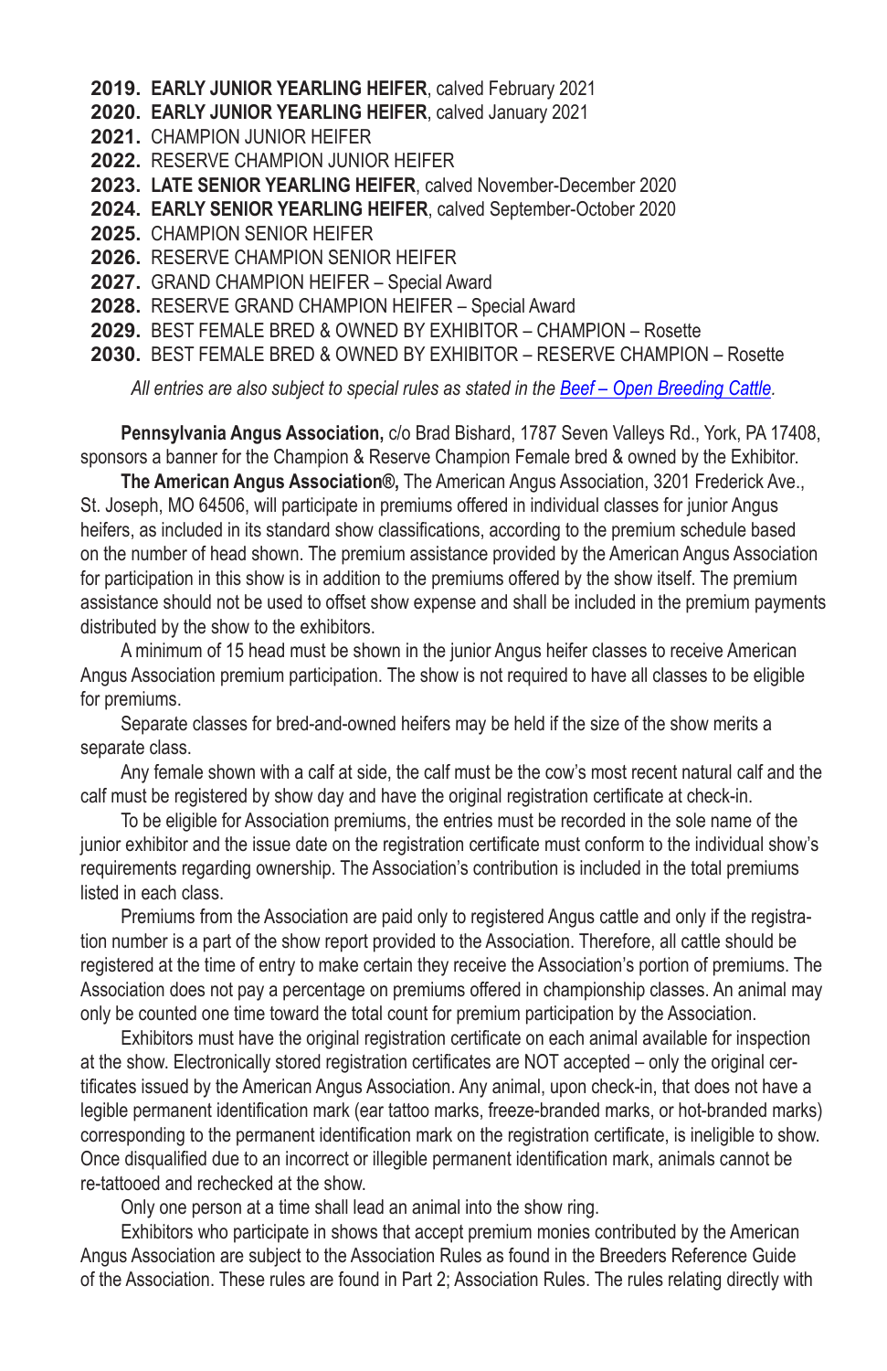**2019. EARLY JUNIOR YEARLING HEIFER**, calved February 2021
**2020. EARLY JUNIOR YEARLING HEIFER**, calved January 2021
**2021.** CHAMPION JUNIOR HEIFER
**2022.** RESERVE CHAMPION JUNIOR HEIFER
**2023. LATE SENIOR YEARLING HEIFER**, calved November-December 2020
**2024. EARLY SENIOR YEARLING HEIFER**, calved September-October 2020
**2025.** CHAMPION SENIOR HEIFER
**2026.** RESERVE CHAMPION SENIOR HEIFER
**2027.** GRAND CHAMPION HEIFER – Special Award
**2028.** RESERVE GRAND CHAMPION HEIFER – Special Award
**2029.** BEST FEMALE BRED & OWNED BY EXHIBITOR – CHAMPION – Rosette
**2030.** BEST FEMALE BRED & OWNED BY EXHIBITOR – RESERVE CHAMPION – Rosette

*All entries are also subject to special rules as stated in the Beef – Open Breeding Cattle.*

**Pennsylvania Angus Association,** c/o Brad Bishard, 1787 Seven Valleys Rd., York, PA 17408, sponsors a banner for the Champion & Reserve Champion Female bred & owned by the Exhibitor.

**The American Angus Association®,** The American Angus Association, 3201 Frederick Ave., St. Joseph, MO 64506, will participate in premiums offered in individual classes for junior Angus heifers, as included in its standard show classifications, according to the premium schedule based on the number of head shown. The premium assistance provided by the American Angus Association for participation in this show is in addition to the premiums offered by the show itself. The premium assistance should not be used to offset show expense and shall be included in the premium payments distributed by the show to the exhibitors.

A minimum of 15 head must be shown in the junior Angus heifer classes to receive American Angus Association premium participation. The show is not required to have all classes to be eligible for premiums.

Separate classes for bred-and-owned heifers may be held if the size of the show merits a separate class.

Any female shown with a calf at side, the calf must be the cow's most recent natural calf and the calf must be registered by show day and have the original registration certificate at check-in.

To be eligible for Association premiums, the entries must be recorded in the sole name of the junior exhibitor and the issue date on the registration certificate must conform to the individual show's requirements regarding ownership. The Association's contribution is included in the total premiums listed in each class.

Premiums from the Association are paid only to registered Angus cattle and only if the registration number is a part of the show report provided to the Association. Therefore, all cattle should be registered at the time of entry to make certain they receive the Association's portion of premiums. The Association does not pay a percentage on premiums offered in championship classes. An animal may only be counted one time toward the total count for premium participation by the Association.

Exhibitors must have the original registration certificate on each animal available for inspection at the show. Electronically stored registration certificates are NOT accepted – only the original certificates issued by the American Angus Association. Any animal, upon check-in, that does not have a legible permanent identification mark (ear tattoo marks, freeze-branded marks, or hot-branded marks) corresponding to the permanent identification mark on the registration certificate, is ineligible to show. Once disqualified due to an incorrect or illegible permanent identification mark, animals cannot be re-tattooed and rechecked at the show.

Only one person at a time shall lead an animal into the show ring.

Exhibitors who participate in shows that accept premium monies contributed by the American Angus Association are subject to the Association Rules as found in the Breeders Reference Guide of the Association. These rules are found in Part 2; Association Rules. The rules relating directly with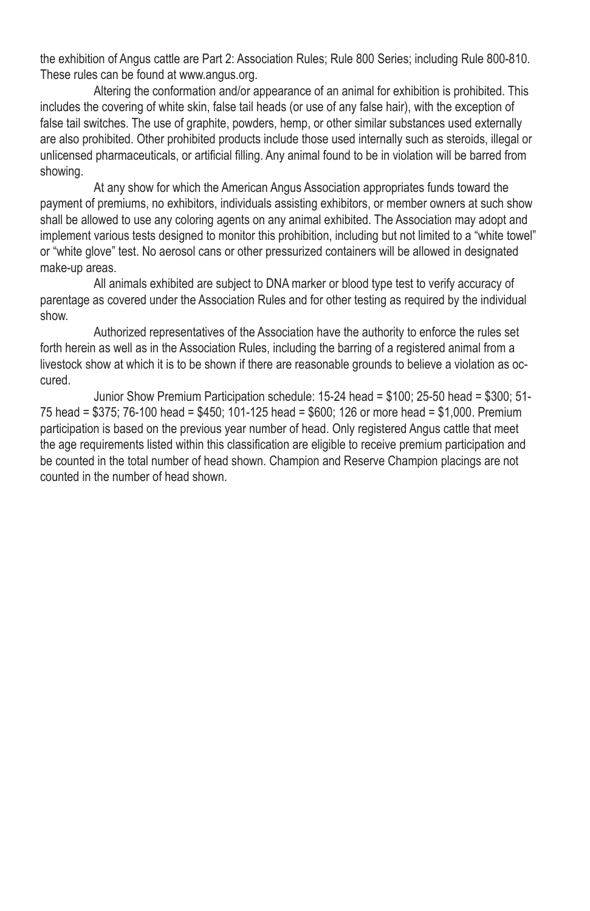the exhibition of Angus cattle are Part 2: Association Rules; Rule 800 Series; including Rule 800-810. These rules can be found at www.angus.org.

Altering the conformation and/or appearance of an animal for exhibition is prohibited. This includes the covering of white skin, false tail heads (or use of any false hair), with the exception of false tail switches. The use of graphite, powders, hemp, or other similar substances used externally are also prohibited. Other prohibited products include those used internally such as steroids, illegal or unlicensed pharmaceuticals, or artificial filling. Any animal found to be in violation will be barred from showing.

At any show for which the American Angus Association appropriates funds toward the payment of premiums, no exhibitors, individuals assisting exhibitors, or member owners at such show shall be allowed to use any coloring agents on any animal exhibited. The Association may adopt and implement various tests designed to monitor this prohibition, including but not limited to a "white towel" or "white glove" test. No aerosol cans or other pressurized containers will be allowed in designated make-up areas.

All animals exhibited are subject to DNA marker or blood type test to verify accuracy of parentage as covered under the Association Rules and for other testing as required by the individual show.

Authorized representatives of the Association have the authority to enforce the rules set forth herein as well as in the Association Rules, including the barring of a registered animal from a livestock show at which it is to be shown if there are reasonable grounds to believe a violation as occured.

Junior Show Premium Participation schedule: 15-24 head = $100; 25-50 head = $300; 51-75 head = $375; 76-100 head = $450; 101-125 head = $600; 126 or more head = $1,000. Premium participation is based on the previous year number of head. Only registered Angus cattle that meet the age requirements listed within this classification are eligible to receive premium participation and be counted in the total number of head shown. Champion and Reserve Champion placings are not counted in the number of head shown.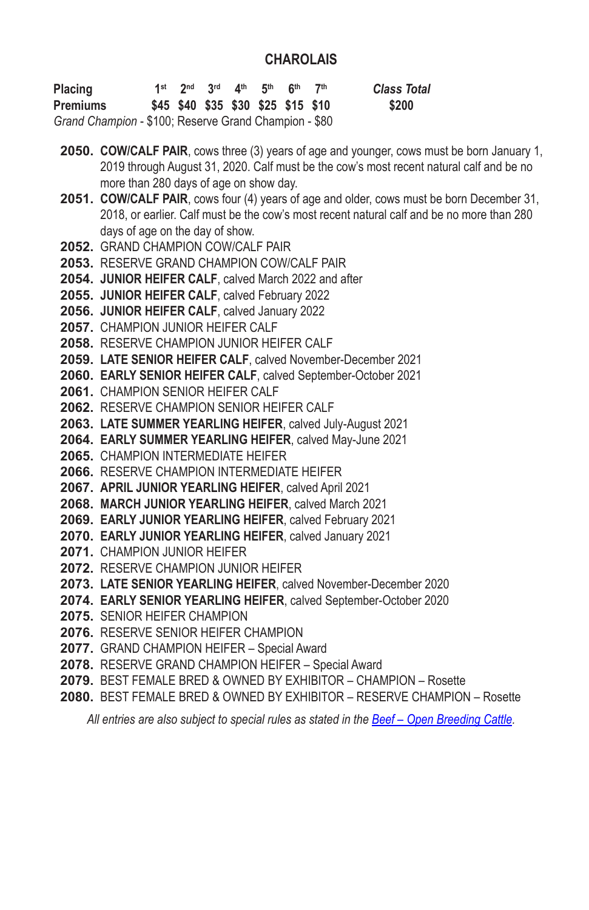# CHAROLAIS

| Placing | 1st | 2nd | 3rd | 4th | 5th | 6th | 7th | *Class Total* |
|---|---|---|---|---|---|---|---|---|
| Premiums | $45 | $40 | $35 | $30 | $25 | $15 | $10 | $200 |

*Grand Champion* - $100; Reserve Grand Champion - $80

**2050.** **COW/CALF PAIR**, cows three (3) years of age and younger, cows must be born January 1, 2019 through August 31, 2020. Calf must be the cow's most recent natural calf and be no more than 280 days of age on show day.

**2051.** **COW/CALF PAIR**, cows four (4) years of age and older, cows must be born December 31, 2018, or earlier. Calf must be the cow's most recent natural calf and be no more than 280 days of age on the day of show.

**2052.** GRAND CHAMPION COW/CALF PAIR

**2053.** RESERVE GRAND CHAMPION COW/CALF PAIR

**2054.** **JUNIOR HEIFER CALF**, calved March 2022 and after

**2055.** **JUNIOR HEIFER CALF**, calved February 2022

**2056.** **JUNIOR HEIFER CALF**, calved January 2022

**2057.** CHAMPION JUNIOR HEIFER CALF

**2058.** RESERVE CHAMPION JUNIOR HEIFER CALF

**2059.** **LATE SENIOR HEIFER CALF**, calved November-December 2021

**2060.** **EARLY SENIOR HEIFER CALF**, calved September-October 2021

**2061.** CHAMPION SENIOR HEIFER CALF

**2062.** RESERVE CHAMPION SENIOR HEIFER CALF

**2063.** **LATE SUMMER YEARLING HEIFER**, calved July-August 2021

**2064.** **EARLY SUMMER YEARLING HEIFER**, calved May-June 2021

**2065.** CHAMPION INTERMEDIATE HEIFER

**2066.** RESERVE CHAMPION INTERMEDIATE HEIFER

**2067.** **APRIL JUNIOR YEARLING HEIFER**, calved April 2021

**2068.** **MARCH JUNIOR YEARLING HEIFER**, calved March 2021

**2069.** **EARLY JUNIOR YEARLING HEIFER**, calved February 2021

**2070.** **EARLY JUNIOR YEARLING HEIFER**, calved January 2021

**2071.** CHAMPION JUNIOR HEIFER

**2072.** RESERVE CHAMPION JUNIOR HEIFER

**2073.** **LATE SENIOR YEARLING HEIFER**, calved November-December 2020

**2074.** **EARLY SENIOR YEARLING HEIFER**, calved September-October 2020

**2075.** SENIOR HEIFER CHAMPION

**2076.** RESERVE SENIOR HEIFER CHAMPION

**2077.** GRAND CHAMPION HEIFER – Special Award

**2078.** RESERVE GRAND CHAMPION HEIFER – Special Award

**2079.** BEST FEMALE BRED & OWNED BY EXHIBITOR – CHAMPION – Rosette

**2080.** BEST FEMALE BRED & OWNED BY EXHIBITOR – RESERVE CHAMPION – Rosette

*All entries are also subject to special rules as stated in the Beef – Open Breeding Cattle.*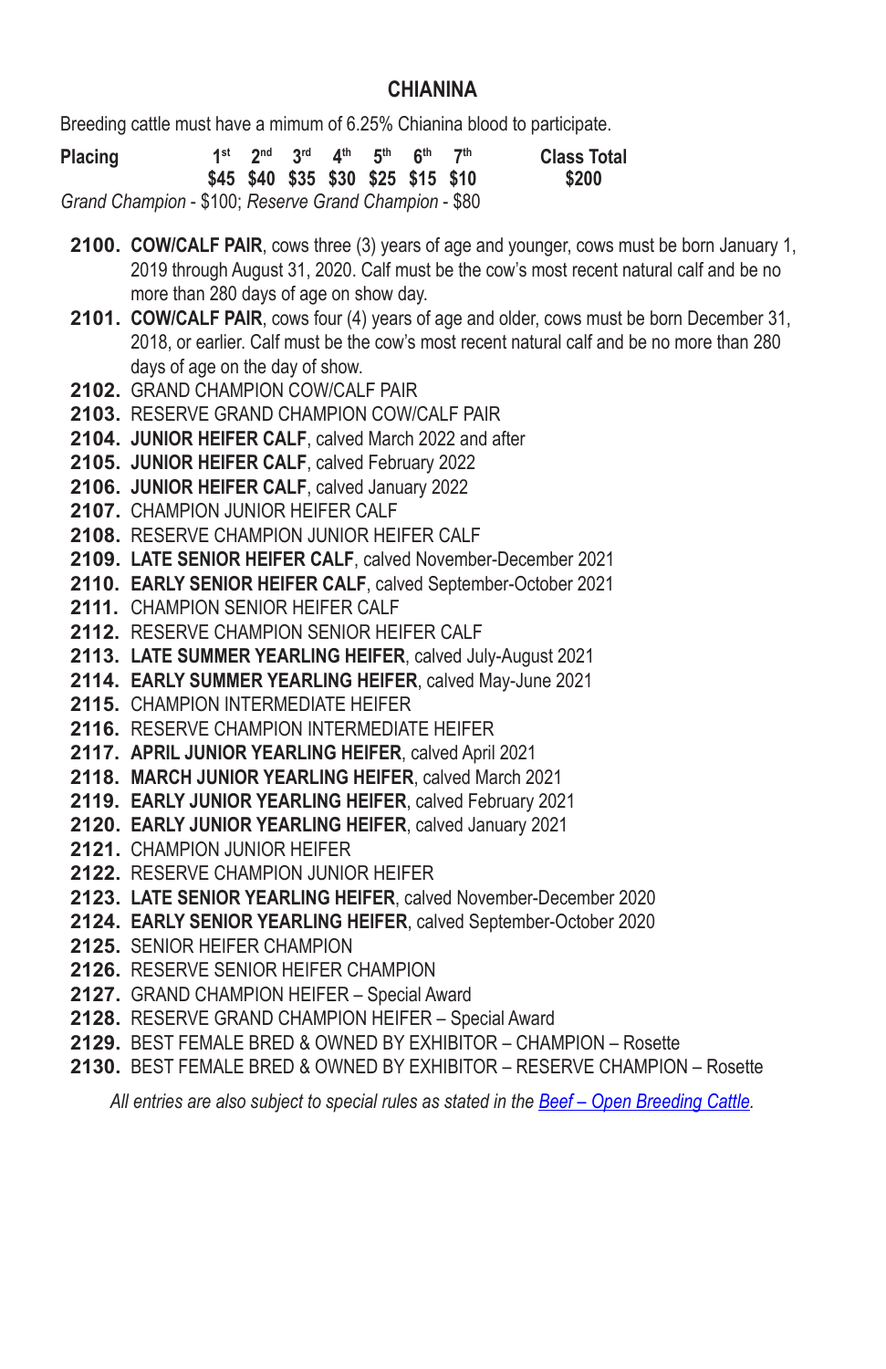## CHIANINA

Breeding cattle must have a mimum of 6.25% Chianina blood to participate.

| Placing | 1st | 2nd | 3rd | 4th | 5th | 6th | 7th | Class Total |
|---|---|---|---|---|---|---|---|---|
| | $45 | $40 | $35 | $30 | $25 | $15 | $10 | $200 |

*Grand Champion* - $100; *Reserve Grand Champion* - $80

**2100.** **COW/CALF PAIR**, cows three (3) years of age and younger, cows must be born January 1, 2019 through August 31, 2020. Calf must be the cow's most recent natural calf and be no more than 280 days of age on show day.

**2101.** **COW/CALF PAIR**, cows four (4) years of age and older, cows must be born December 31, 2018, or earlier. Calf must be the cow's most recent natural calf and be no more than 280 days of age on the day of show.

**2102.** GRAND CHAMPION COW/CALF PAIR

**2103.** RESERVE GRAND CHAMPION COW/CALF PAIR

**2104.** **JUNIOR HEIFER CALF**, calved March 2022 and after

**2105.** **JUNIOR HEIFER CALF**, calved February 2022

**2106.** **JUNIOR HEIFER CALF**, calved January 2022

**2107.** CHAMPION JUNIOR HEIFER CALF

**2108.** RESERVE CHAMPION JUNIOR HEIFER CALF

**2109.** **LATE SENIOR HEIFER CALF**, calved November-December 2021

**2110.** **EARLY SENIOR HEIFER CALF**, calved September-October 2021

**2111.** CHAMPION SENIOR HEIFER CALF

**2112.** RESERVE CHAMPION SENIOR HEIFER CALF

**2113.** **LATE SUMMER YEARLING HEIFER**, calved July-August 2021

**2114.** **EARLY SUMMER YEARLING HEIFER**, calved May-June 2021

**2115.** CHAMPION INTERMEDIATE HEIFER

**2116.** RESERVE CHAMPION INTERMEDIATE HEIFER

**2117.** **APRIL JUNIOR YEARLING HEIFER**, calved April 2021

**2118.** **MARCH JUNIOR YEARLING HEIFER**, calved March 2021

**2119.** **EARLY JUNIOR YEARLING HEIFER**, calved February 2021

**2120.** **EARLY JUNIOR YEARLING HEIFER**, calved January 2021

**2121.** CHAMPION JUNIOR HEIFER

**2122.** RESERVE CHAMPION JUNIOR HEIFER

**2123.** **LATE SENIOR YEARLING HEIFER**, calved November-December 2020

**2124.** **EARLY SENIOR YEARLING HEIFER**, calved September-October 2020

**2125.** SENIOR HEIFER CHAMPION

**2126.** RESERVE SENIOR HEIFER CHAMPION

**2127.** GRAND CHAMPION HEIFER – Special Award

**2128.** RESERVE GRAND CHAMPION HEIFER – Special Award

**2129.** BEST FEMALE BRED & OWNED BY EXHIBITOR – CHAMPION – Rosette

**2130.** BEST FEMALE BRED & OWNED BY EXHIBITOR – RESERVE CHAMPION – Rosette

*All entries are also subject to special rules as stated in the Beef – Open Breeding Cattle.*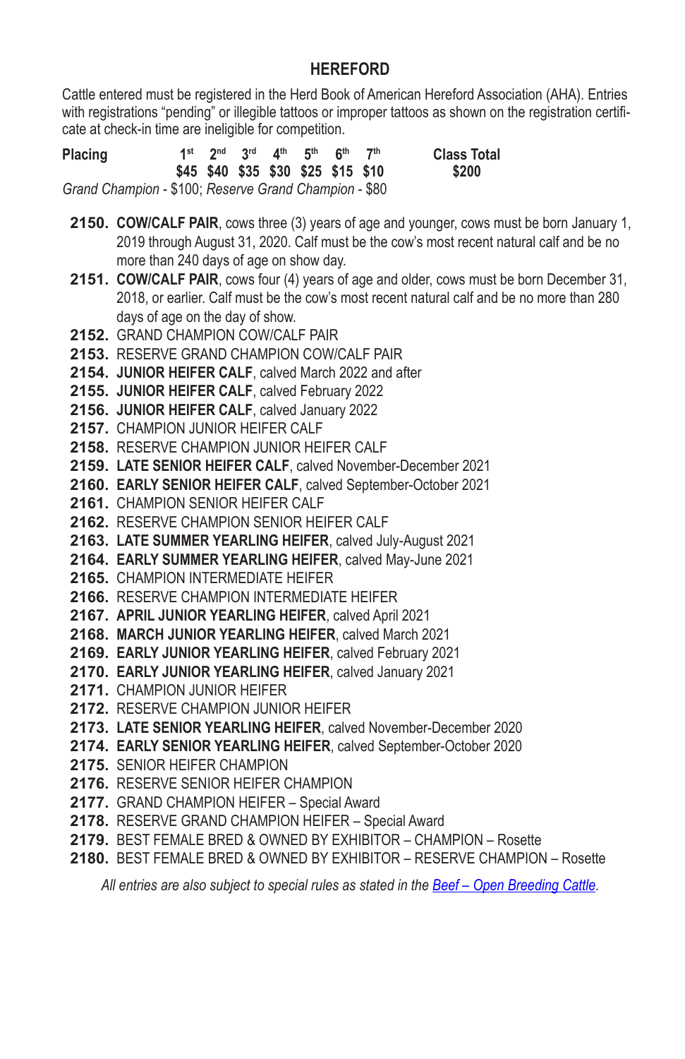## HEREFORD

Cattle entered must be registered in the Herd Book of American Hereford Association (AHA). Entries with registrations "pending" or illegible tattoos or improper tattoos as shown on the registration certificate at check-in time are ineligible for competition.

| Placing | 1st | 2nd | 3rd | 4th | 5th | 6th | 7th | Class Total |
|---|---|---|---|---|---|---|---|---|
| | $45 | $40 | $35 | $30 | $25 | $15 | $10 | $200 |

*Grand Champion* - $100; *Reserve Grand Champion* - $80

**2150.** **COW/CALF PAIR**, cows three (3) years of age and younger, cows must be born January 1, 2019 through August 31, 2020. Calf must be the cow's most recent natural calf and be no more than 240 days of age on show day.
**2151.** **COW/CALF PAIR**, cows four (4) years of age and older, cows must be born December 31, 2018, or earlier. Calf must be the cow's most recent natural calf and be no more than 280 days of age on the day of show.
**2152.** GRAND CHAMPION COW/CALF PAIR
**2153.** RESERVE GRAND CHAMPION COW/CALF PAIR
**2154.** **JUNIOR HEIFER CALF**, calved March 2022 and after
**2155.** **JUNIOR HEIFER CALF**, calved February 2022
**2156.** **JUNIOR HEIFER CALF**, calved January 2022
**2157.** CHAMPION JUNIOR HEIFER CALF
**2158.** RESERVE CHAMPION JUNIOR HEIFER CALF
**2159.** **LATE SENIOR HEIFER CALF**, calved November-December 2021
**2160.** **EARLY SENIOR HEIFER CALF**, calved September-October 2021
**2161.** CHAMPION SENIOR HEIFER CALF
**2162.** RESERVE CHAMPION SENIOR HEIFER CALF
**2163.** **LATE SUMMER YEARLING HEIFER**, calved July-August 2021
**2164.** **EARLY SUMMER YEARLING HEIFER**, calved May-June 2021
**2165.** CHAMPION INTERMEDIATE HEIFER
**2166.** RESERVE CHAMPION INTERMEDIATE HEIFER
**2167.** **APRIL JUNIOR YEARLING HEIFER**, calved April 2021
**2168.** **MARCH JUNIOR YEARLING HEIFER**, calved March 2021
**2169.** **EARLY JUNIOR YEARLING HEIFER**, calved February 2021
**2170.** **EARLY JUNIOR YEARLING HEIFER**, calved January 2021
**2171.** CHAMPION JUNIOR HEIFER
**2172.** RESERVE CHAMPION JUNIOR HEIFER
**2173.** **LATE SENIOR YEARLING HEIFER**, calved November-December 2020
**2174.** **EARLY SENIOR YEARLING HEIFER**, calved September-October 2020
**2175.** SENIOR HEIFER CHAMPION
**2176.** RESERVE SENIOR HEIFER CHAMPION
**2177.** GRAND CHAMPION HEIFER – Special Award
**2178.** RESERVE GRAND CHAMPION HEIFER – Special Award
**2179.** BEST FEMALE BRED & OWNED BY EXHIBITOR – CHAMPION – Rosette
**2180.** BEST FEMALE BRED & OWNED BY EXHIBITOR – RESERVE CHAMPION – Rosette

*All entries are also subject to special rules as stated in the Beef – Open Breeding Cattle.*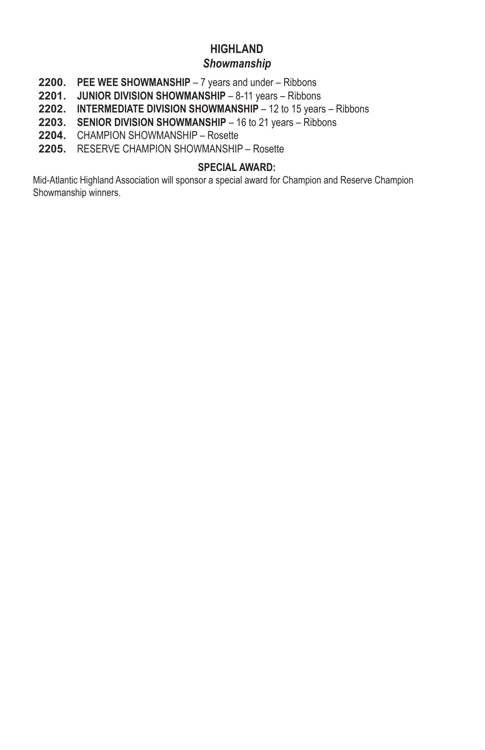## HIGHLAND

### *Showmanship*

**2200.** **PEE WEE SHOWMANSHIP** – 7 years and under – Ribbons
**2201.** **JUNIOR DIVISION SHOWMANSHIP** – 8-11 years – Ribbons
**2202.** **INTERMEDIATE DIVISION SHOWMANSHIP** – 12 to 15 years – Ribbons
**2203.** **SENIOR DIVISION SHOWMANSHIP** – 16 to 21 years – Ribbons
**2204.** CHAMPION SHOWMANSHIP – Rosette
**2205.** RESERVE CHAMPION SHOWMANSHIP – Rosette

**SPECIAL AWARD:**

Mid-Atlantic Highland Association will sponsor a special award for Champion and Reserve Champion Showmanship winners.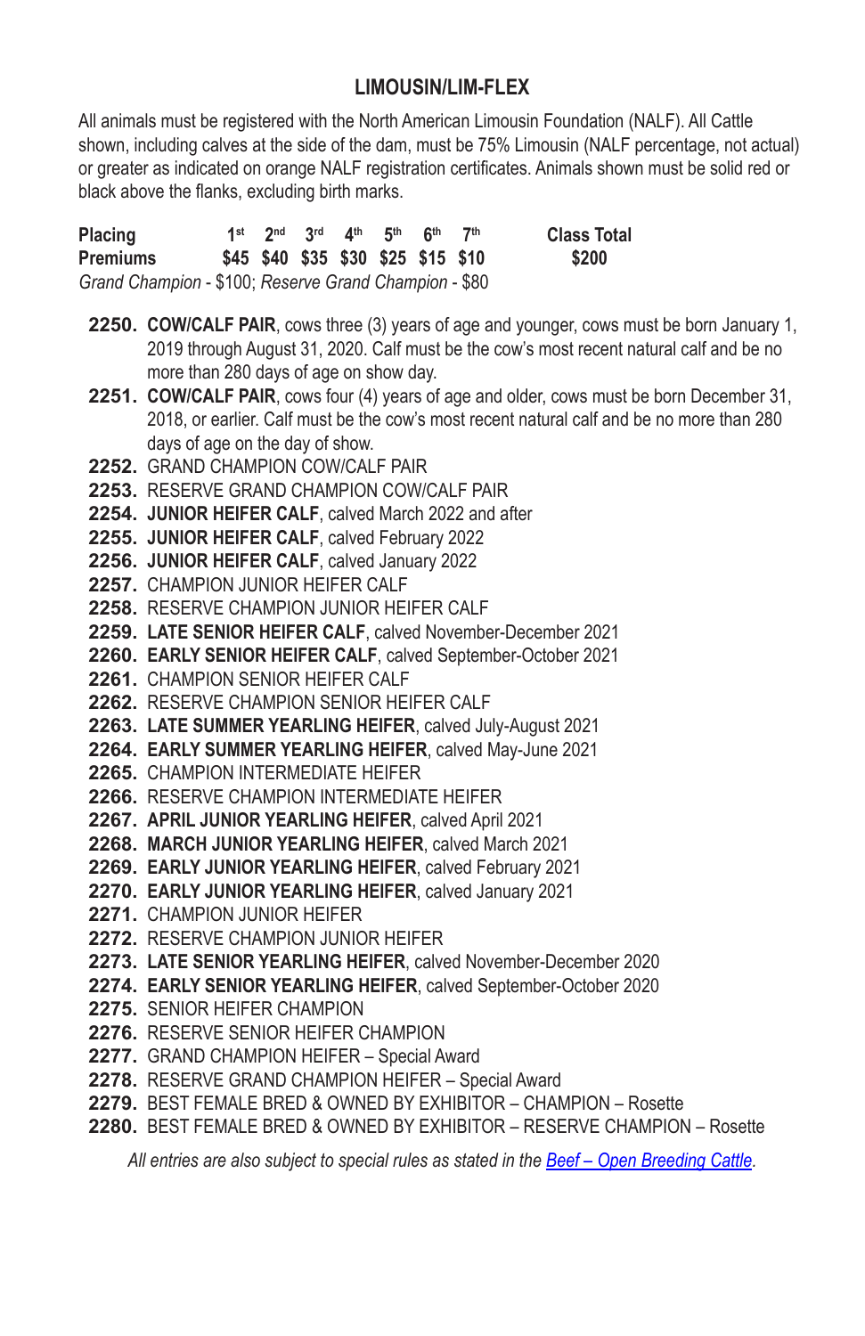## LIMOUSIN/LIM-FLEX

All animals must be registered with the North American Limousin Foundation (NALF). All Cattle shown, including calves at the side of the dam, must be 75% Limousin (NALF percentage, not actual) or greater as indicated on orange NALF registration certificates. Animals shown must be solid red or black above the flanks, excluding birth marks.

| Placing | 1st | 2nd | 3rd | 4th | 5th | 6th | 7th | Class Total |
|---|---|---|---|---|---|---|---|---|
| **Premiums** | **$45** | **$40** | **$35** | **$30** | **$25** | **$15** | **$10** | **$200** |

*Grand Champion* - $100; *Reserve Grand Champion* - $80

**2250.** **COW/CALF PAIR**, cows three (3) years of age and younger, cows must be born January 1, 2019 through August 31, 2020. Calf must be the cow's most recent natural calf and be no more than 280 days of age on show day.
**2251.** **COW/CALF PAIR**, cows four (4) years of age and older, cows must be born December 31, 2018, or earlier. Calf must be the cow's most recent natural calf and be no more than 280 days of age on the day of show.
**2252.** GRAND CHAMPION COW/CALF PAIR
**2253.** RESERVE GRAND CHAMPION COW/CALF PAIR
**2254.** **JUNIOR HEIFER CALF**, calved March 2022 and after
**2255.** **JUNIOR HEIFER CALF**, calved February 2022
**2256.** **JUNIOR HEIFER CALF**, calved January 2022
**2257.** CHAMPION JUNIOR HEIFER CALF
**2258.** RESERVE CHAMPION JUNIOR HEIFER CALF
**2259.** **LATE SENIOR HEIFER CALF**, calved November-December 2021
**2260.** **EARLY SENIOR HEIFER CALF**, calved September-October 2021
**2261.** CHAMPION SENIOR HEIFER CALF
**2262.** RESERVE CHAMPION SENIOR HEIFER CALF
**2263.** **LATE SUMMER YEARLING HEIFER**, calved July-August 2021
**2264.** **EARLY SUMMER YEARLING HEIFER**, calved May-June 2021
**2265.** CHAMPION INTERMEDIATE HEIFER
**2266.** RESERVE CHAMPION INTERMEDIATE HEIFER
**2267.** **APRIL JUNIOR YEARLING HEIFER**, calved April 2021
**2268.** **MARCH JUNIOR YEARLING HEIFER**, calved March 2021
**2269.** **EARLY JUNIOR YEARLING HEIFER**, calved February 2021
**2270.** **EARLY JUNIOR YEARLING HEIFER**, calved January 2021
**2271.** CHAMPION JUNIOR HEIFER
**2272.** RESERVE CHAMPION JUNIOR HEIFER
**2273.** **LATE SENIOR YEARLING HEIFER**, calved November-December 2020
**2274.** **EARLY SENIOR YEARLING HEIFER**, calved September-October 2020
**2275.** SENIOR HEIFER CHAMPION
**2276.** RESERVE SENIOR HEIFER CHAMPION
**2277.** GRAND CHAMPION HEIFER – Special Award
**2278.** RESERVE GRAND CHAMPION HEIFER – Special Award
**2279.** BEST FEMALE BRED & OWNED BY EXHIBITOR – CHAMPION – Rosette
**2280.** BEST FEMALE BRED & OWNED BY EXHIBITOR – RESERVE CHAMPION – Rosette

*All entries are also subject to special rules as stated in the Beef – Open Breeding Cattle.*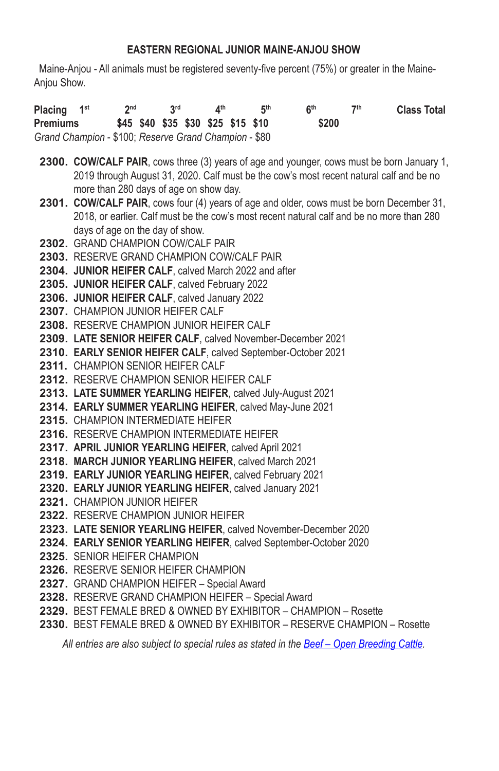## EASTERN REGIONAL JUNIOR MAINE-ANJOU SHOW

Maine-Anjou - All animals must be registered seventy-five percent (75%) or greater in the Maine-Anjou Show.

| Placing | 1st | 2nd | 3rd | 4th | 5th | 6th | 7th | Class Total |
|---|---|---|---|---|---|---|---|---|
| Premiums | $45 | $40 | $35 | $30 | $25 | $15 | $10 | $200 |

*Grand Champion* - $100; *Reserve Grand Champion* - $80

**2300.** **COW/CALF PAIR**, cows three (3) years of age and younger, cows must be born January 1, 2019 through August 31, 2020. Calf must be the cow's most recent natural calf and be no more than 280 days of age on show day.
**2301.** **COW/CALF PAIR**, cows four (4) years of age and older, cows must be born December 31, 2018, or earlier. Calf must be the cow's most recent natural calf and be no more than 280 days of age on the day of show.
**2302.** GRAND CHAMPION COW/CALF PAIR
**2303.** RESERVE GRAND CHAMPION COW/CALF PAIR
**2304.** **JUNIOR HEIFER CALF**, calved March 2022 and after
**2305.** **JUNIOR HEIFER CALF**, calved February 2022
**2306.** **JUNIOR HEIFER CALF**, calved January 2022
**2307.** CHAMPION JUNIOR HEIFER CALF
**2308.** RESERVE CHAMPION JUNIOR HEIFER CALF
**2309.** **LATE SENIOR HEIFER CALF**, calved November-December 2021
**2310.** **EARLY SENIOR HEIFER CALF**, calved September-October 2021
**2311.** CHAMPION SENIOR HEIFER CALF
**2312.** RESERVE CHAMPION SENIOR HEIFER CALF
**2313.** **LATE SUMMER YEARLING HEIFER**, calved July-August 2021
**2314.** **EARLY SUMMER YEARLING HEIFER**, calved May-June 2021
**2315.** CHAMPION INTERMEDIATE HEIFER
**2316.** RESERVE CHAMPION INTERMEDIATE HEIFER
**2317.** **APRIL JUNIOR YEARLING HEIFER**, calved April 2021
**2318.** **MARCH JUNIOR YEARLING HEIFER**, calved March 2021
**2319.** **EARLY JUNIOR YEARLING HEIFER**, calved February 2021
**2320.** **EARLY JUNIOR YEARLING HEIFER**, calved January 2021
**2321.** CHAMPION JUNIOR HEIFER
**2322.** RESERVE CHAMPION JUNIOR HEIFER
**2323.** **LATE SENIOR YEARLING HEIFER**, calved November-December 2020
**2324.** **EARLY SENIOR YEARLING HEIFER**, calved September-October 2020
**2325.** SENIOR HEIFER CHAMPION
**2326.** RESERVE SENIOR HEIFER CHAMPION
**2327.** GRAND CHAMPION HEIFER – Special Award
**2328.** RESERVE GRAND CHAMPION HEIFER – Special Award
**2329.** BEST FEMALE BRED & OWNED BY EXHIBITOR – CHAMPION – Rosette
**2330.** BEST FEMALE BRED & OWNED BY EXHIBITOR – RESERVE CHAMPION – Rosette

*All entries are also subject to special rules as stated in the Beef – Open Breeding Cattle.*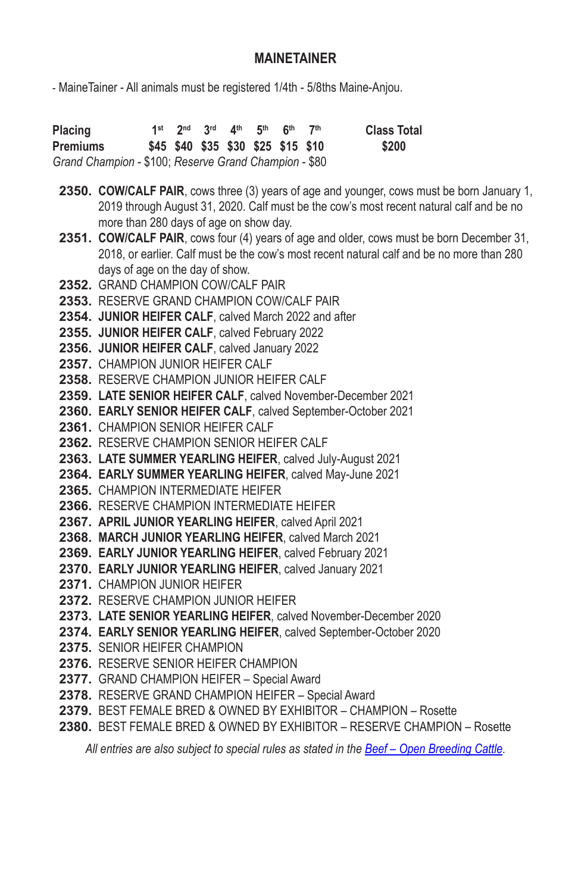## MAINETAINER

- MaineTainer - All animals must be registered 1/4th - 5/8ths Maine-Anjou.

| Placing | 1st | 2nd | 3rd | 4th | 5th | 6th | 7th | Class Total |
|---|---|---|---|---|---|---|---|---|
| Premiums | $45 | $40 | $35 | $30 | $25 | $15 | $10 | $200 |

*Grand Champion* - $100; *Reserve Grand Champion* - $80

- **2350. COW/CALF PAIR**, cows three (3) years of age and younger, cows must be born January 1, 2019 through August 31, 2020. Calf must be the cow's most recent natural calf and be no more than 280 days of age on show day.
- **2351. COW/CALF PAIR**, cows four (4) years of age and older, cows must be born December 31, 2018, or earlier. Calf must be the cow's most recent natural calf and be no more than 280 days of age on the day of show.
- **2352.** GRAND CHAMPION COW/CALF PAIR
- **2353.** RESERVE GRAND CHAMPION COW/CALF PAIR
- **2354. JUNIOR HEIFER CALF**, calved March 2022 and after
- **2355. JUNIOR HEIFER CALF**, calved February 2022
- **2356. JUNIOR HEIFER CALF**, calved January 2022
- **2357.** CHAMPION JUNIOR HEIFER CALF
- **2358.** RESERVE CHAMPION JUNIOR HEIFER CALF
- **2359. LATE SENIOR HEIFER CALF**, calved November-December 2021
- **2360. EARLY SENIOR HEIFER CALF**, calved September-October 2021
- **2361.** CHAMPION SENIOR HEIFER CALF
- **2362.** RESERVE CHAMPION SENIOR HEIFER CALF
- **2363. LATE SUMMER YEARLING HEIFER**, calved July-August 2021
- **2364. EARLY SUMMER YEARLING HEIFER**, calved May-June 2021
- **2365.** CHAMPION INTERMEDIATE HEIFER
- **2366.** RESERVE CHAMPION INTERMEDIATE HEIFER
- **2367. APRIL JUNIOR YEARLING HEIFER**, calved April 2021
- **2368. MARCH JUNIOR YEARLING HEIFER**, calved March 2021
- **2369. EARLY JUNIOR YEARLING HEIFER**, calved February 2021
- **2370. EARLY JUNIOR YEARLING HEIFER**, calved January 2021
- **2371.** CHAMPION JUNIOR HEIFER
- **2372.** RESERVE CHAMPION JUNIOR HEIFER
- **2373. LATE SENIOR YEARLING HEIFER**, calved November-December 2020
- **2374. EARLY SENIOR YEARLING HEIFER**, calved September-October 2020
- **2375.** SENIOR HEIFER CHAMPION
- **2376.** RESERVE SENIOR HEIFER CHAMPION
- **2377.** GRAND CHAMPION HEIFER – Special Award
- **2378.** RESERVE GRAND CHAMPION HEIFER – Special Award
- **2379.** BEST FEMALE BRED & OWNED BY EXHIBITOR – CHAMPION – Rosette
- **2380.** BEST FEMALE BRED & OWNED BY EXHIBITOR – RESERVE CHAMPION – Rosette

*All entries are also subject to special rules as stated in the Beef – Open Breeding Cattle.*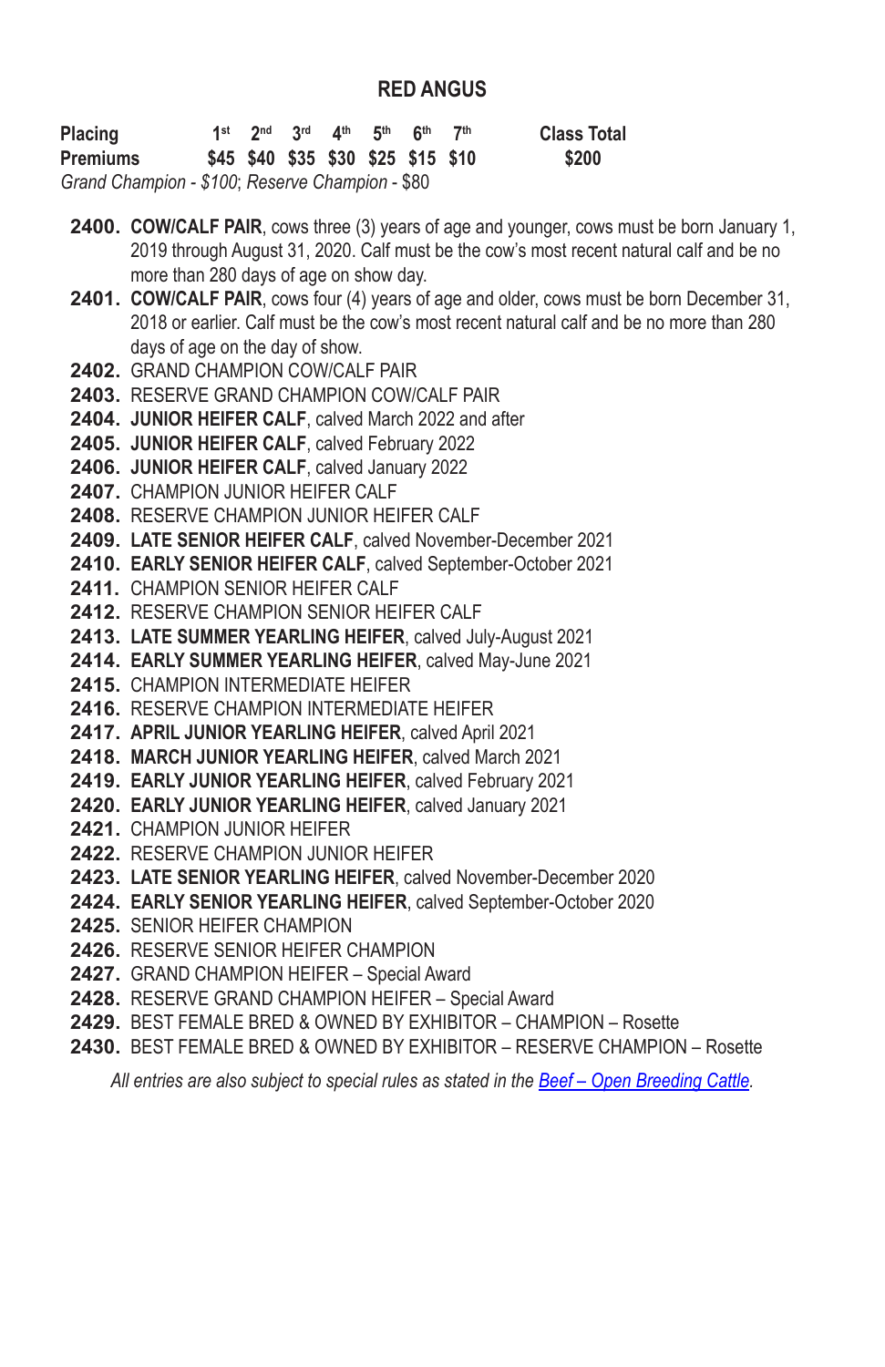## RED ANGUS

| Placing | 1st | 2nd | 3rd | 4th | 5th | 6th | 7th | Class Total |
|---|---|---|---|---|---|---|---|---|
| Premiums | $45 | $40 | $35 | $30 | $25 | $15 | $10 | $200 |

*Grand Champion - $100; Reserve Champion - $80*

**2400.** **COW/CALF PAIR**, cows three (3) years of age and younger, cows must be born January 1, 2019 through August 31, 2020. Calf must be the cow's most recent natural calf and be no more than 280 days of age on show day.
**2401.** **COW/CALF PAIR**, cows four (4) years of age and older, cows must be born December 31, 2018 or earlier. Calf must be the cow's most recent natural calf and be no more than 280 days of age on the day of show.
**2402.** GRAND CHAMPION COW/CALF PAIR
**2403.** RESERVE GRAND CHAMPION COW/CALF PAIR
**2404.** **JUNIOR HEIFER CALF**, calved March 2022 and after
**2405.** **JUNIOR HEIFER CALF**, calved February 2022
**2406.** **JUNIOR HEIFER CALF**, calved January 2022
**2407.** CHAMPION JUNIOR HEIFER CALF
**2408.** RESERVE CHAMPION JUNIOR HEIFER CALF
**2409.** **LATE SENIOR HEIFER CALF**, calved November-December 2021
**2410.** **EARLY SENIOR HEIFER CALF**, calved September-October 2021
**2411.** CHAMPION SENIOR HEIFER CALF
**2412.** RESERVE CHAMPION SENIOR HEIFER CALF
**2413.** **LATE SUMMER YEARLING HEIFER**, calved July-August 2021
**2414.** **EARLY SUMMER YEARLING HEIFER**, calved May-June 2021
**2415.** CHAMPION INTERMEDIATE HEIFER
**2416.** RESERVE CHAMPION INTERMEDIATE HEIFER
**2417.** **APRIL JUNIOR YEARLING HEIFER**, calved April 2021
**2418.** **MARCH JUNIOR YEARLING HEIFER**, calved March 2021
**2419.** **EARLY JUNIOR YEARLING HEIFER**, calved February 2021
**2420.** **EARLY JUNIOR YEARLING HEIFER**, calved January 2021
**2421.** CHAMPION JUNIOR HEIFER
**2422.** RESERVE CHAMPION JUNIOR HEIFER
**2423.** **LATE SENIOR YEARLING HEIFER**, calved November-December 2020
**2424.** **EARLY SENIOR YEARLING HEIFER**, calved September-October 2020
**2425.** SENIOR HEIFER CHAMPION
**2426.** RESERVE SENIOR HEIFER CHAMPION
**2427.** GRAND CHAMPION HEIFER – Special Award
**2428.** RESERVE GRAND CHAMPION HEIFER – Special Award
**2429.** BEST FEMALE BRED & OWNED BY EXHIBITOR – CHAMPION – Rosette
**2430.** BEST FEMALE BRED & OWNED BY EXHIBITOR – RESERVE CHAMPION – Rosette

*All entries are also subject to special rules as stated in the Beef – Open Breeding Cattle.*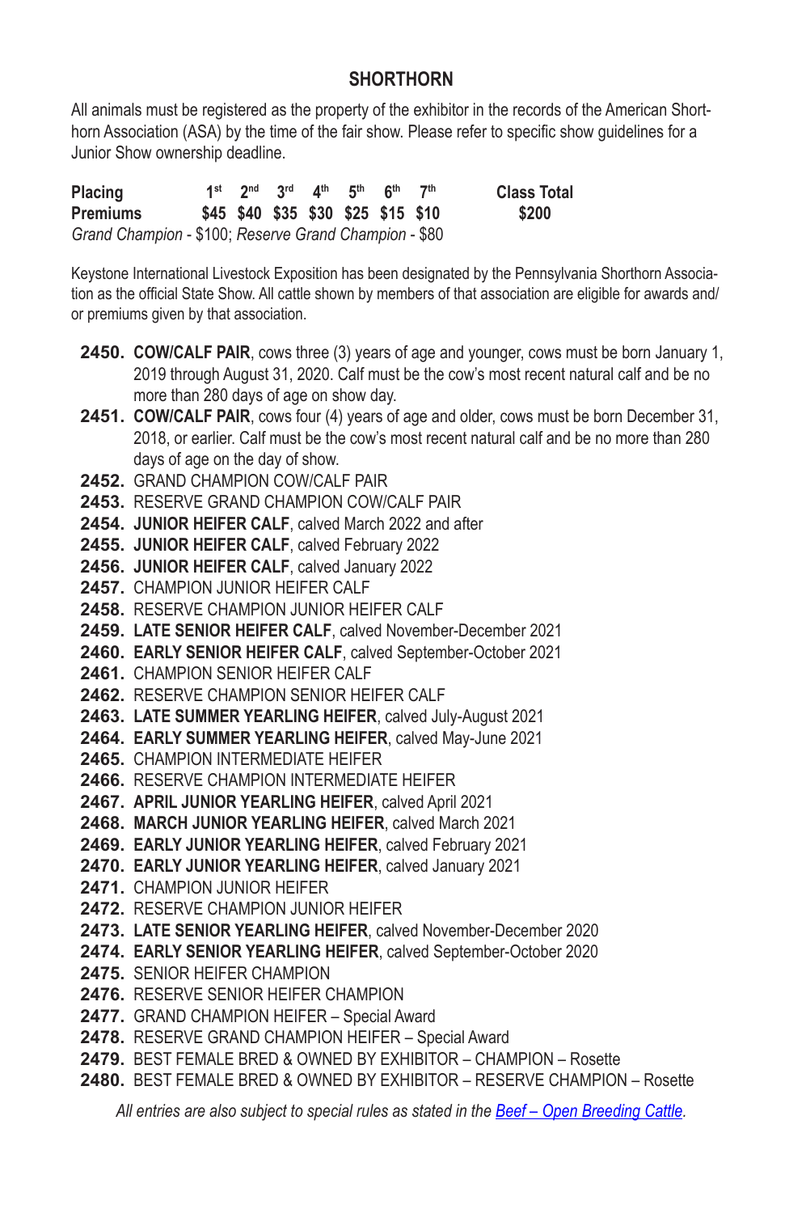## SHORTHORN

All animals must be registered as the property of the exhibitor in the records of the American Shorthorn Association (ASA) by the time of the fair show. Please refer to specific show guidelines for a Junior Show ownership deadline.

| Placing | 1st | 2nd | 3rd | 4th | 5th | 6th | 7th | Class Total |
|---|---|---|---|---|---|---|---|---|
| Premiums | $45 | $40 | $35 | $30 | $25 | $15 | $10 | $200 |

*Grand Champion* - $100; *Reserve Grand Champion* - $80

Keystone International Livestock Exposition has been designated by the Pennsylvania Shorthorn Association as the official State Show. All cattle shown by members of that association are eligible for awards and/or premiums given by that association.

- **2450. COW/CALF PAIR**, cows three (3) years of age and younger, cows must be born January 1, 2019 through August 31, 2020. Calf must be the cow's most recent natural calf and be no more than 280 days of age on show day.
- **2451. COW/CALF PAIR**, cows four (4) years of age and older, cows must be born December 31, 2018, or earlier. Calf must be the cow's most recent natural calf and be no more than 280 days of age on the day of show.
- **2452.** GRAND CHAMPION COW/CALF PAIR
- **2453.** RESERVE GRAND CHAMPION COW/CALF PAIR
- **2454. JUNIOR HEIFER CALF**, calved March 2022 and after
- **2455. JUNIOR HEIFER CALF**, calved February 2022
- **2456. JUNIOR HEIFER CALF**, calved January 2022
- **2457.** CHAMPION JUNIOR HEIFER CALF
- **2458.** RESERVE CHAMPION JUNIOR HEIFER CALF
- **2459. LATE SENIOR HEIFER CALF**, calved November-December 2021
- **2460. EARLY SENIOR HEIFER CALF**, calved September-October 2021
- **2461.** CHAMPION SENIOR HEIFER CALF
- **2462.** RESERVE CHAMPION SENIOR HEIFER CALF
- **2463. LATE SUMMER YEARLING HEIFER**, calved July-August 2021
- **2464. EARLY SUMMER YEARLING HEIFER**, calved May-June 2021
- **2465.** CHAMPION INTERMEDIATE HEIFER
- **2466.** RESERVE CHAMPION INTERMEDIATE HEIFER
- **2467. APRIL JUNIOR YEARLING HEIFER**, calved April 2021
- **2468. MARCH JUNIOR YEARLING HEIFER**, calved March 2021
- **2469. EARLY JUNIOR YEARLING HEIFER**, calved February 2021
- **2470. EARLY JUNIOR YEARLING HEIFER**, calved January 2021
- **2471.** CHAMPION JUNIOR HEIFER
- **2472.** RESERVE CHAMPION JUNIOR HEIFER
- **2473. LATE SENIOR YEARLING HEIFER**, calved November-December 2020
- **2474. EARLY SENIOR YEARLING HEIFER**, calved September-October 2020
- **2475.** SENIOR HEIFER CHAMPION
- **2476.** RESERVE SENIOR HEIFER CHAMPION
- **2477.** GRAND CHAMPION HEIFER – Special Award
- **2478.** RESERVE GRAND CHAMPION HEIFER – Special Award
- **2479.** BEST FEMALE BRED & OWNED BY EXHIBITOR – CHAMPION – Rosette
- **2480.** BEST FEMALE BRED & OWNED BY EXHIBITOR – RESERVE CHAMPION – Rosette

*All entries are also subject to special rules as stated in the Beef – Open Breeding Cattle.*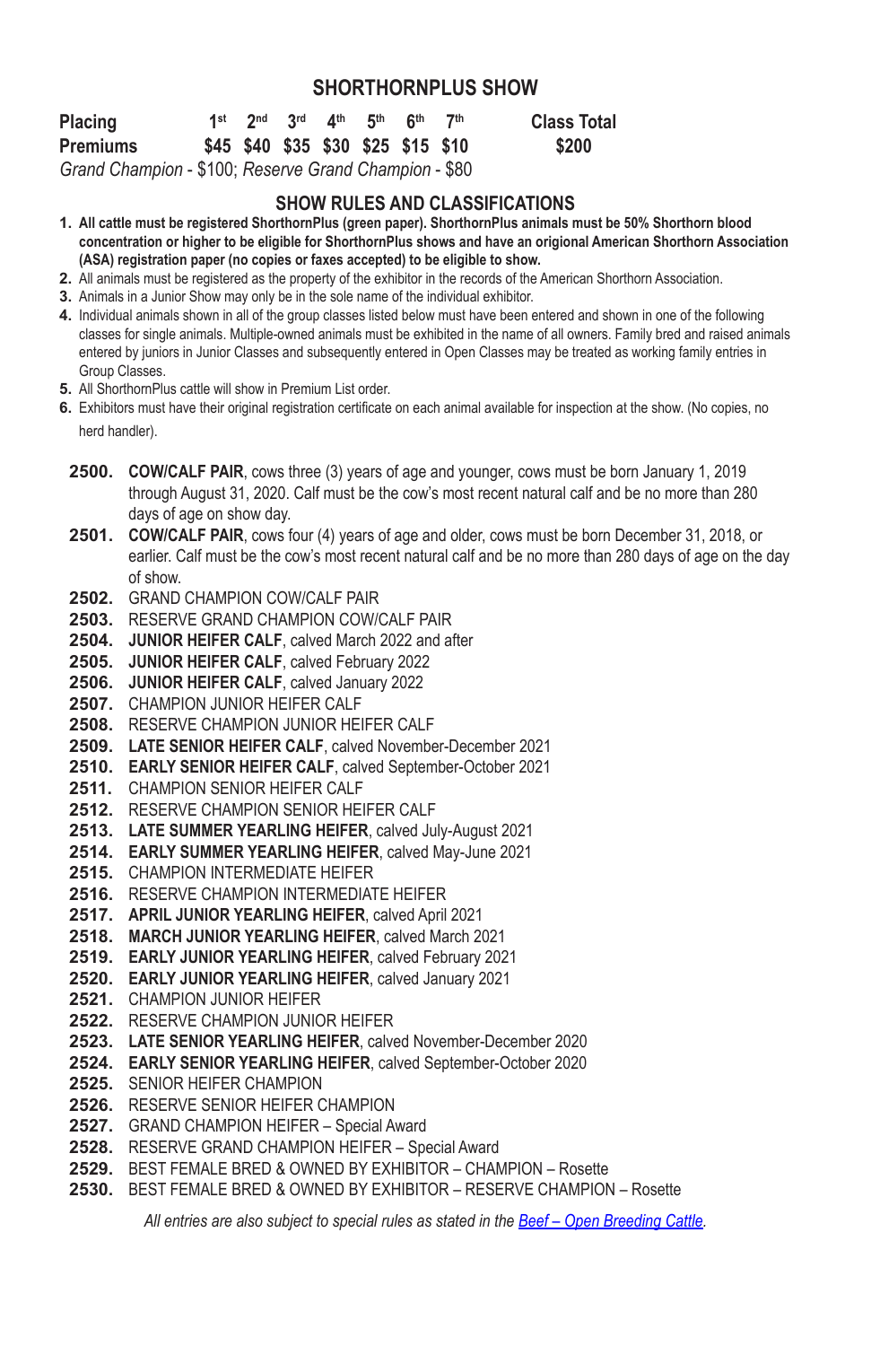## SHORTHORNPLUS SHOW

| Placing | 1st | 2nd | 3rd | 4th | 5th | 6th | 7th | Class Total |
|---|---|---|---|---|---|---|---|---|
| Premiums | $45 | $40 | $35 | $30 | $25 | $15 | $10 | $200 |

*Grand Champion* - $100; *Reserve Grand Champion* - $80

### SHOW RULES AND CLASSIFICATIONS

1. **All cattle must be registered ShorthornPlus (green paper). ShorthornPlus animals must be 50% Shorthorn blood concentration or higher to be eligible for ShorthornPlus shows and have an origional American Shorthorn Association (ASA) registration paper (no copies or faxes accepted) to be eligible to show.**
2. All animals must be registered as the property of the exhibitor in the records of the American Shorthorn Association.
3. Animals in a Junior Show may only be in the sole name of the individual exhibitor.
4. Individual animals shown in all of the group classes listed below must have been entered and shown in one of the following classes for single animals. Multiple-owned animals must be exhibited in the name of all owners. Family bred and raised animals entered by juniors in Junior Classes and subsequently entered in Open Classes may be treated as working family entries in Group Classes.
5. All ShorthornPlus cattle will show in Premium List order.
6. Exhibitors must have their original registration certificate on each animal available for inspection at the show. (No copies, no herd handler).

- **2500.** **COW/CALF PAIR**, cows three (3) years of age and younger, cows must be born January 1, 2019 through August 31, 2020. Calf must be the cow's most recent natural calf and be no more than 280 days of age on show day.
- **2501.** **COW/CALF PAIR**, cows four (4) years of age and older, cows must be born December 31, 2018, or earlier. Calf must be the cow's most recent natural calf and be no more than 280 days of age on the day of show.
- **2502.** GRAND CHAMPION COW/CALF PAIR
- **2503.** RESERVE GRAND CHAMPION COW/CALF PAIR
- **2504.** **JUNIOR HEIFER CALF**, calved March 2022 and after
- **2505.** **JUNIOR HEIFER CALF**, calved February 2022
- **2506.** **JUNIOR HEIFER CALF**, calved January 2022
- **2507.** CHAMPION JUNIOR HEIFER CALF
- **2508.** RESERVE CHAMPION JUNIOR HEIFER CALF
- **2509.** **LATE SENIOR HEIFER CALF**, calved November-December 2021
- **2510.** **EARLY SENIOR HEIFER CALF**, calved September-October 2021
- **2511.** CHAMPION SENIOR HEIFER CALF
- **2512.** RESERVE CHAMPION SENIOR HEIFER CALF
- **2513.** **LATE SUMMER YEARLING HEIFER**, calved July-August 2021
- **2514.** **EARLY SUMMER YEARLING HEIFER**, calved May-June 2021
- **2515.** CHAMPION INTERMEDIATE HEIFER
- **2516.** RESERVE CHAMPION INTERMEDIATE HEIFER
- **2517.** **APRIL JUNIOR YEARLING HEIFER**, calved April 2021
- **2518.** **MARCH JUNIOR YEARLING HEIFER**, calved March 2021
- **2519.** **EARLY JUNIOR YEARLING HEIFER**, calved February 2021
- **2520.** **EARLY JUNIOR YEARLING HEIFER**, calved January 2021
- **2521.** CHAMPION JUNIOR HEIFER
- **2522.** RESERVE CHAMPION JUNIOR HEIFER
- **2523.** **LATE SENIOR YEARLING HEIFER**, calved November-December 2020
- **2524.** **EARLY SENIOR YEARLING HEIFER**, calved September-October 2020
- **2525.** SENIOR HEIFER CHAMPION
- **2526.** RESERVE SENIOR HEIFER CHAMPION
- **2527.** GRAND CHAMPION HEIFER – Special Award
- **2528.** RESERVE GRAND CHAMPION HEIFER – Special Award
- **2529.** BEST FEMALE BRED & OWNED BY EXHIBITOR – CHAMPION – Rosette
- **2530.** BEST FEMALE BRED & OWNED BY EXHIBITOR – RESERVE CHAMPION – Rosette

*All entries are also subject to special rules as stated in the [Beef – Open Breeding Cattle](#).*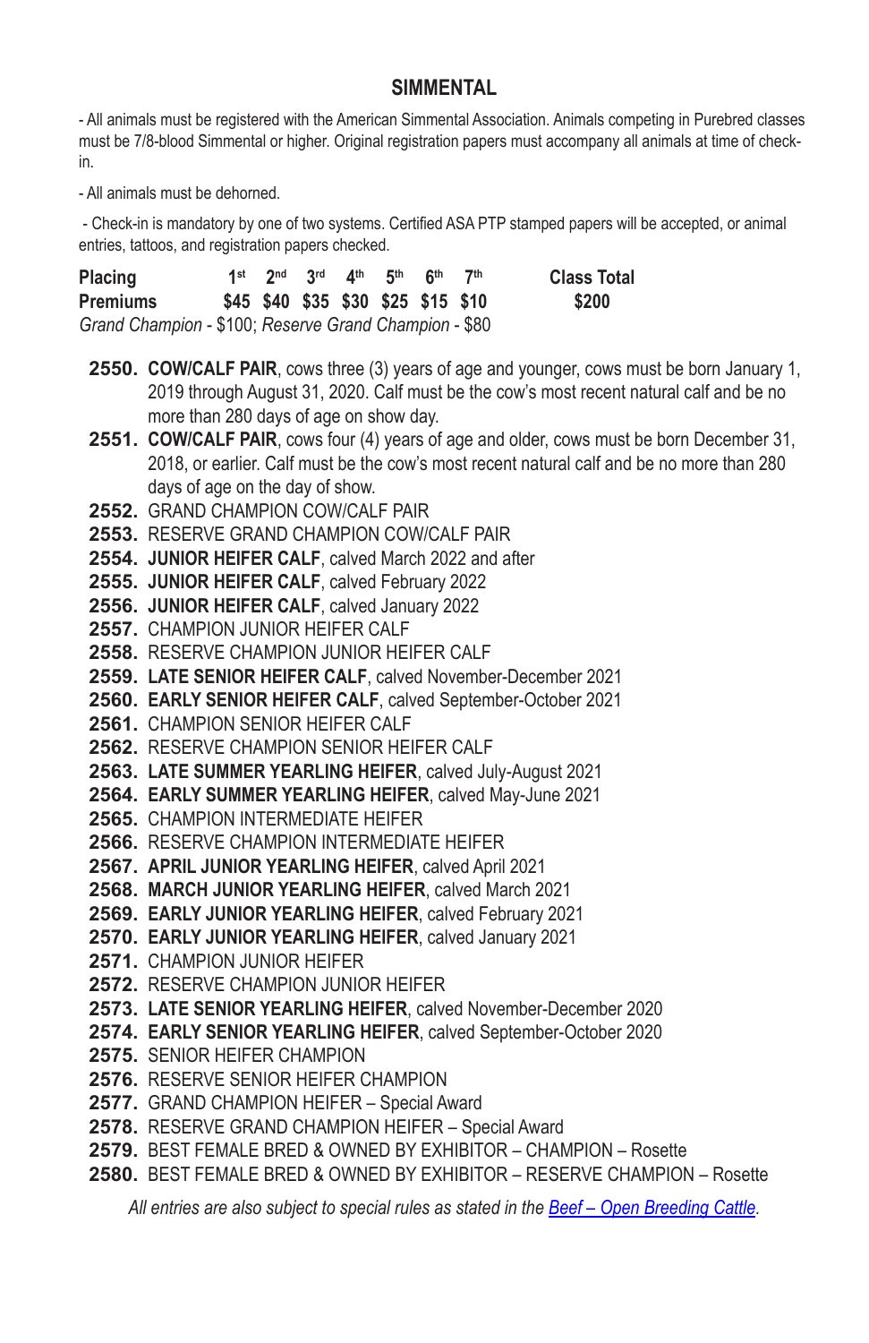## SIMMENTAL

- All animals must be registered with the American Simmental Association. Animals competing in Purebred classes must be 7/8-blood Simmental or higher. Original registration papers must accompany all animals at time of check-in.

- All animals must be dehorned.

- Check-in is mandatory by one of two systems. Certified ASA PTP stamped papers will be accepted, or animal entries, tattoos, and registration papers checked.

| Placing | 1st | 2nd | 3rd | 4th | 5th | 6th | 7th | Class Total |
|---|---|---|---|---|---|---|---|---|
| Premiums | $45 | $40 | $35 | $30 | $25 | $15 | $10 | $200 |

*Grand Champion* - $100; *Reserve Grand Champion* - $80

**2550.** **COW/CALF PAIR**, cows three (3) years of age and younger, cows must be born January 1, 2019 through August 31, 2020. Calf must be the cow's most recent natural calf and be no more than 280 days of age on show day.

**2551.** **COW/CALF PAIR**, cows four (4) years of age and older, cows must be born December 31, 2018, or earlier. Calf must be the cow's most recent natural calf and be no more than 280 days of age on the day of show.

**2552.** GRAND CHAMPION COW/CALF PAIR

**2553.** RESERVE GRAND CHAMPION COW/CALF PAIR

**2554.** **JUNIOR HEIFER CALF**, calved March 2022 and after

**2555.** **JUNIOR HEIFER CALF**, calved February 2022

**2556.** **JUNIOR HEIFER CALF**, calved January 2022

**2557.** CHAMPION JUNIOR HEIFER CALF

**2558.** RESERVE CHAMPION JUNIOR HEIFER CALF

**2559.** **LATE SENIOR HEIFER CALF**, calved November-December 2021

**2560.** **EARLY SENIOR HEIFER CALF**, calved September-October 2021

**2561.** CHAMPION SENIOR HEIFER CALF

**2562.** RESERVE CHAMPION SENIOR HEIFER CALF

**2563.** **LATE SUMMER YEARLING HEIFER**, calved July-August 2021

**2564.** **EARLY SUMMER YEARLING HEIFER**, calved May-June 2021

**2565.** CHAMPION INTERMEDIATE HEIFER

**2566.** RESERVE CHAMPION INTERMEDIATE HEIFER

**2567.** **APRIL JUNIOR YEARLING HEIFER**, calved April 2021

**2568.** **MARCH JUNIOR YEARLING HEIFER**, calved March 2021

**2569.** **EARLY JUNIOR YEARLING HEIFER**, calved February 2021

**2570.** **EARLY JUNIOR YEARLING HEIFER**, calved January 2021

**2571.** CHAMPION JUNIOR HEIFER

**2572.** RESERVE CHAMPION JUNIOR HEIFER

**2573.** **LATE SENIOR YEARLING HEIFER**, calved November-December 2020

**2574.** **EARLY SENIOR YEARLING HEIFER**, calved September-October 2020

**2575.** SENIOR HEIFER CHAMPION

**2576.** RESERVE SENIOR HEIFER CHAMPION

**2577.** GRAND CHAMPION HEIFER – Special Award

**2578.** RESERVE GRAND CHAMPION HEIFER – Special Award

**2579.** BEST FEMALE BRED & OWNED BY EXHIBITOR – CHAMPION – Rosette

**2580.** BEST FEMALE BRED & OWNED BY EXHIBITOR – RESERVE CHAMPION – Rosette

*All entries are also subject to special rules as stated in the Beef – Open Breeding Cattle.*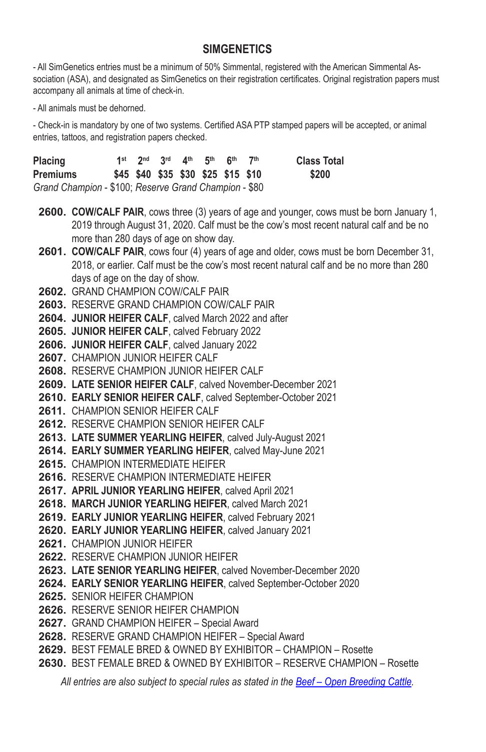## SIMGENETICS

- All SimGenetics entries must be a minimum of 50% Simmental, registered with the American Simmental Association (ASA), and designated as SimGenetics on their registration certificates. Original registration papers must accompany all animals at time of check-in.

- All animals must be dehorned.

- Check-in is mandatory by one of two systems. Certified ASA PTP stamped papers will be accepted, or animal entries, tattoos, and registration papers checked.

| **Placing** | **1st** | **2nd** | **3rd** | **4th** | **5th** | **6th** | **7th** | **Class Total** |
|---|---|---|---|---|---|---|---|---|
| **Premiums** | **$45** | **$40** | **$35** | **$30** | **$25** | **$15** | **$10** | **$200** |

*Grand Champion* - $100; *Reserve Grand Champion* - $80

**2600.** **COW/CALF PAIR**, cows three (3) years of age and younger, cows must be born January 1, 2019 through August 31, 2020. Calf must be the cow's most recent natural calf and be no more than 280 days of age on show day.
**2601.** **COW/CALF PAIR**, cows four (4) years of age and older, cows must be born December 31, 2018, or earlier. Calf must be the cow's most recent natural calf and be no more than 280 days of age on the day of show.
**2602.** GRAND CHAMPION COW/CALF PAIR
**2603.** RESERVE GRAND CHAMPION COW/CALF PAIR
**2604.** **JUNIOR HEIFER CALF**, calved March 2022 and after
**2605.** **JUNIOR HEIFER CALF**, calved February 2022
**2606.** **JUNIOR HEIFER CALF**, calved January 2022
**2607.** CHAMPION JUNIOR HEIFER CALF
**2608.** RESERVE CHAMPION JUNIOR HEIFER CALF
**2609.** **LATE SENIOR HEIFER CALF**, calved November-December 2021
**2610.** **EARLY SENIOR HEIFER CALF**, calved September-October 2021
**2611.** CHAMPION SENIOR HEIFER CALF
**2612.** RESERVE CHAMPION SENIOR HEIFER CALF
**2613.** **LATE SUMMER YEARLING HEIFER**, calved July-August 2021
**2614.** **EARLY SUMMER YEARLING HEIFER**, calved May-June 2021
**2615.** CHAMPION INTERMEDIATE HEIFER
**2616.** RESERVE CHAMPION INTERMEDIATE HEIFER
**2617.** **APRIL JUNIOR YEARLING HEIFER**, calved April 2021
**2618.** **MARCH JUNIOR YEARLING HEIFER**, calved March 2021
**2619.** **EARLY JUNIOR YEARLING HEIFER**, calved February 2021
**2620.** **EARLY JUNIOR YEARLING HEIFER**, calved January 2021
**2621.** CHAMPION JUNIOR HEIFER
**2622.** RESERVE CHAMPION JUNIOR HEIFER
**2623.** **LATE SENIOR YEARLING HEIFER**, calved November-December 2020
**2624.** **EARLY SENIOR YEARLING HEIFER**, calved September-October 2020
**2625.** SENIOR HEIFER CHAMPION
**2626.** RESERVE SENIOR HEIFER CHAMPION
**2627.** GRAND CHAMPION HEIFER – Special Award
**2628.** RESERVE GRAND CHAMPION HEIFER – Special Award
**2629.** BEST FEMALE BRED & OWNED BY EXHIBITOR – CHAMPION – Rosette
**2630.** BEST FEMALE BRED & OWNED BY EXHIBITOR – RESERVE CHAMPION – Rosette

*All entries are also subject to special rules as stated in the Beef – Open Breeding Cattle.*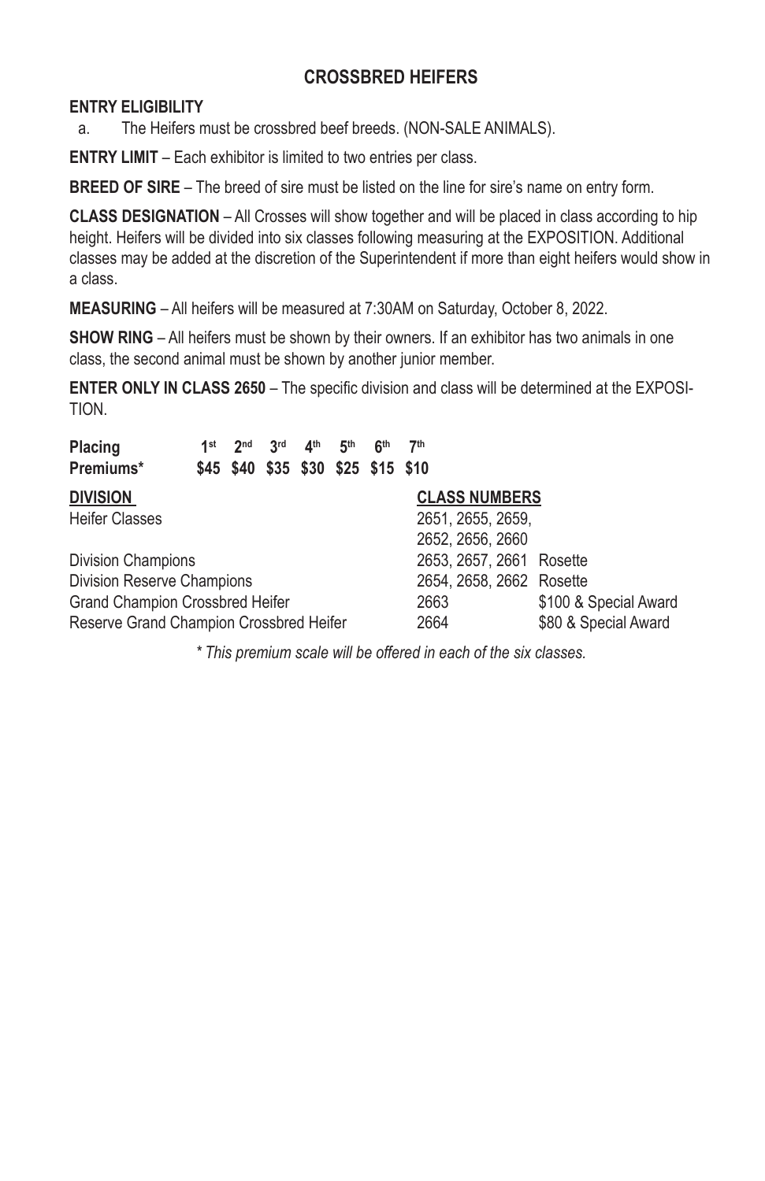## CROSSBRED HEIFERS

**ENTRY ELIGIBILITY**

a. The Heifers must be crossbred beef breeds. (NON-SALE ANIMALS).

**ENTRY LIMIT** – Each exhibitor is limited to two entries per class.

**BREED OF SIRE** – The breed of sire must be listed on the line for sire's name on entry form.

**CLASS DESIGNATION** – All Crosses will show together and will be placed in class according to hip height. Heifers will be divided into six classes following measuring at the EXPOSITION. Additional classes may be added at the discretion of the Superintendent if more than eight heifers would show in a class.

**MEASURING** – All heifers will be measured at 7:30AM on Saturday, October 8, 2022.

**SHOW RING** – All heifers must be shown by their owners. If an exhibitor has two animals in one class, the second animal must be shown by another junior member.

**ENTER ONLY IN CLASS 2650** – The specific division and class will be determined at the EXPOSITION.

| **Placing** | 1st | 2nd | 3rd | 4th | 5th | 6th | 7th |
|---|---|---|---|---|---|---|---|
| **Premiums*** | $45 | $40 | $35 | $30 | $25 | $15 | $10 |

| **DIVISION** | **CLASS NUMBERS** | |
|---|---|---|
| Heifer Classes | 2651, 2655, 2659, 2652, 2656, 2660 | |
| Division Champions | 2653, 2657, 2661 | Rosette |
| Division Reserve Champions | 2654, 2658, 2662 | Rosette |
| Grand Champion Crossbred Heifer | 2663 | $100 & Special Award |
| Reserve Grand Champion Crossbred Heifer | 2664 | $80 & Special Award |

*\* This premium scale will be offered in each of the six classes.*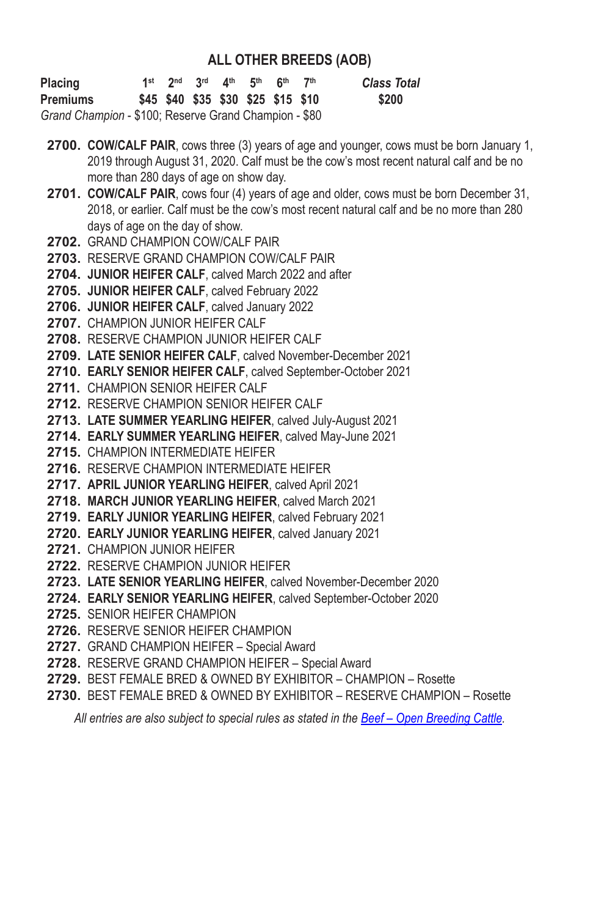## ALL OTHER BREEDS (AOB)

| Placing | 1st | 2nd | 3rd | 4th | 5th | 6th | 7th | *Class Total* |
|---|---|---|---|---|---|---|---|---|
| **Premiums** | **$45** | **$40** | **$35** | **$30** | **$25** | **$15** | **$10** | **$200** |

*Grand Champion* - $100; Reserve Grand Champion - $80

**2700.** **COW/CALF PAIR**, cows three (3) years of age and younger, cows must be born January 1, 2019 through August 31, 2020. Calf must be the cow's most recent natural calf and be no more than 280 days of age on show day.
**2701.** **COW/CALF PAIR**, cows four (4) years of age and older, cows must be born December 31, 2018, or earlier. Calf must be the cow's most recent natural calf and be no more than 280 days of age on the day of show.
**2702.** GRAND CHAMPION COW/CALF PAIR
**2703.** RESERVE GRAND CHAMPION COW/CALF PAIR
**2704.** **JUNIOR HEIFER CALF**, calved March 2022 and after
**2705.** **JUNIOR HEIFER CALF**, calved February 2022
**2706.** **JUNIOR HEIFER CALF**, calved January 2022
**2707.** CHAMPION JUNIOR HEIFER CALF
**2708.** RESERVE CHAMPION JUNIOR HEIFER CALF
**2709.** **LATE SENIOR HEIFER CALF**, calved November-December 2021
**2710.** **EARLY SENIOR HEIFER CALF**, calved September-October 2021
**2711.** CHAMPION SENIOR HEIFER CALF
**2712.** RESERVE CHAMPION SENIOR HEIFER CALF
**2713.** **LATE SUMMER YEARLING HEIFER**, calved July-August 2021
**2714.** **EARLY SUMMER YEARLING HEIFER**, calved May-June 2021
**2715.** CHAMPION INTERMEDIATE HEIFER
**2716.** RESERVE CHAMPION INTERMEDIATE HEIFER
**2717.** **APRIL JUNIOR YEARLING HEIFER**, calved April 2021
**2718.** **MARCH JUNIOR YEARLING HEIFER**, calved March 2021
**2719.** **EARLY JUNIOR YEARLING HEIFER**, calved February 2021
**2720.** **EARLY JUNIOR YEARLING HEIFER**, calved January 2021
**2721.** CHAMPION JUNIOR HEIFER
**2722.** RESERVE CHAMPION JUNIOR HEIFER
**2723.** **LATE SENIOR YEARLING HEIFER**, calved November-December 2020
**2724.** **EARLY SENIOR YEARLING HEIFER**, calved September-October 2020
**2725.** SENIOR HEIFER CHAMPION
**2726.** RESERVE SENIOR HEIFER CHAMPION
**2727.** GRAND CHAMPION HEIFER – Special Award
**2728.** RESERVE GRAND CHAMPION HEIFER – Special Award
**2729.** BEST FEMALE BRED & OWNED BY EXHIBITOR – CHAMPION – Rosette
**2730.** BEST FEMALE BRED & OWNED BY EXHIBITOR – RESERVE CHAMPION – Rosette

*All entries are also subject to special rules as stated in the Beef – Open Breeding Cattle.*